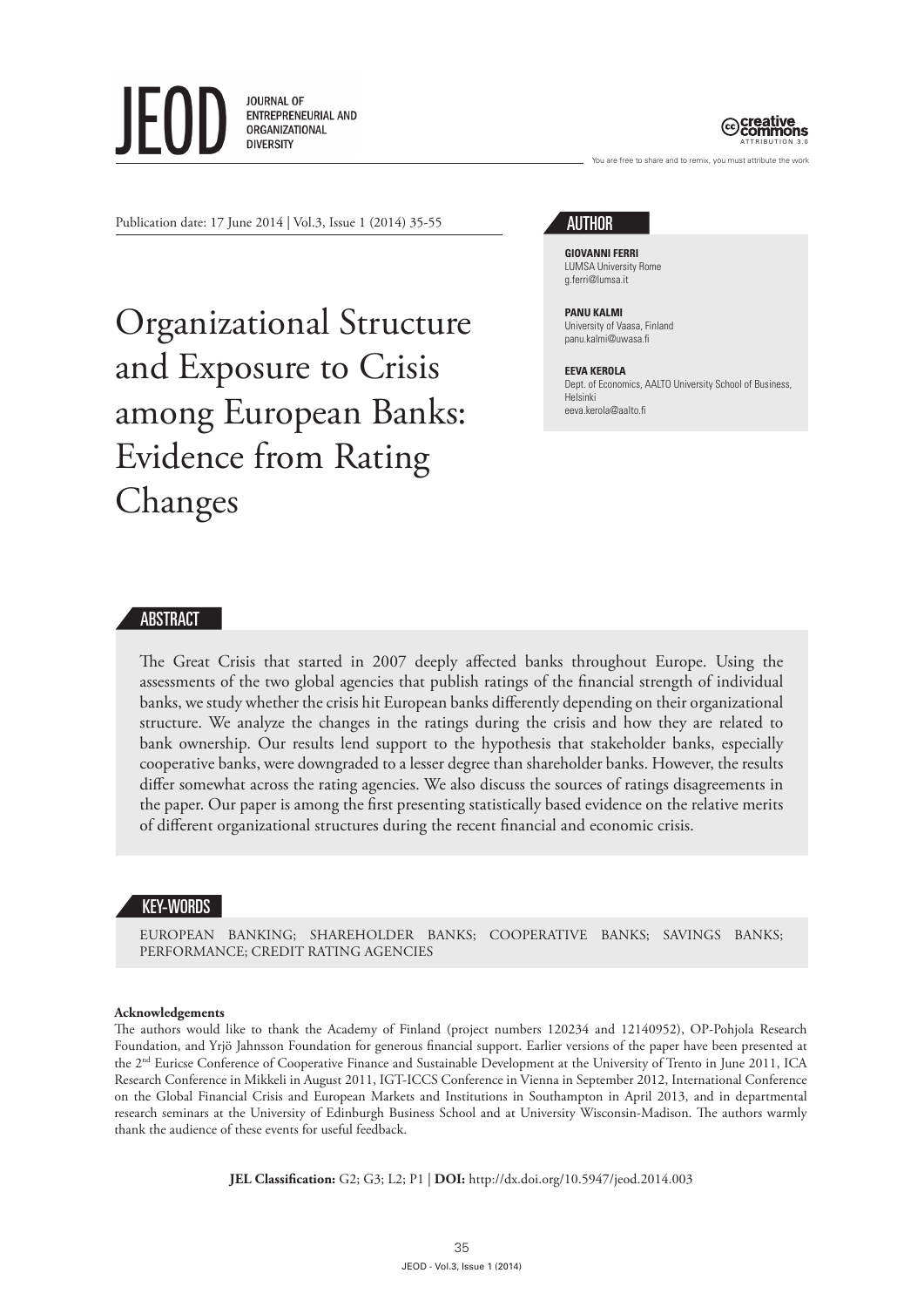JEOD

JOURNAL OF ENTREPRENEURIAL AND ORGANIZATIONAL DIVERSITY

creative commons ATTRIBUTION 3.0

You are free to share and to remix, you must attribute the work

Publication date: 17 June 2014 | Vol.3, Issue 1 (2014) 35-55

# Organizational Structure and Exposure to Crisis among European Banks: Evidence from Rating Changes

## AUTHOR

**GIOVANNI FERRI**
LUMSA University Rome
g.ferri@lumsa.it

**PANU KALMI**
University of Vaasa, Finland
panu.kalmi@uwasa.fi

**EEVA KEROLA**
Dept. of Economics, AALTO University School of Business, Helsinki
eeva.kerola@aalto.fi

## ABSTRACT

The Great Crisis that started in 2007 deeply affected banks throughout Europe. Using the assessments of the two global agencies that publish ratings of the financial strength of individual banks, we study whether the crisis hit European banks differently depending on their organizational structure. We analyze the changes in the ratings during the crisis and how they are related to bank ownership. Our results lend support to the hypothesis that stakeholder banks, especially cooperative banks, were downgraded to a lesser degree than shareholder banks. However, the results differ somewhat across the rating agencies. We also discuss the sources of ratings disagreements in the paper. Our paper is among the first presenting statistically based evidence on the relative merits of different organizational structures during the recent financial and economic crisis.

## KEY-WORDS

EUROPEAN BANKING; SHAREHOLDER BANKS; COOPERATIVE BANKS; SAVINGS BANKS; PERFORMANCE; CREDIT RATING AGENCIES

**Acknowledgements**

The authors would like to thank the Academy of Finland (project numbers 120234 and 12140952), OP-Pohjola Research Foundation, and Yrjö Jahnsson Foundation for generous financial support. Earlier versions of the paper have been presented at the 2nd Euricse Conference of Cooperative Finance and Sustainable Development at the University of Trento in June 2011, ICA Research Conference in Mikkeli in August 2011, IGT-ICCS Conference in Vienna in September 2012, International Conference on the Global Financial Crisis and European Markets and Institutions in Southampton in April 2013, and in departmental research seminars at the University of Edinburgh Business School and at University Wisconsin-Madison. The authors warmly thank the audience of these events for useful feedback.

**JEL Classification:** G2; G3; L2; P1 | **DOI:** http://dx.doi.org/10.5947/jeod.2014.003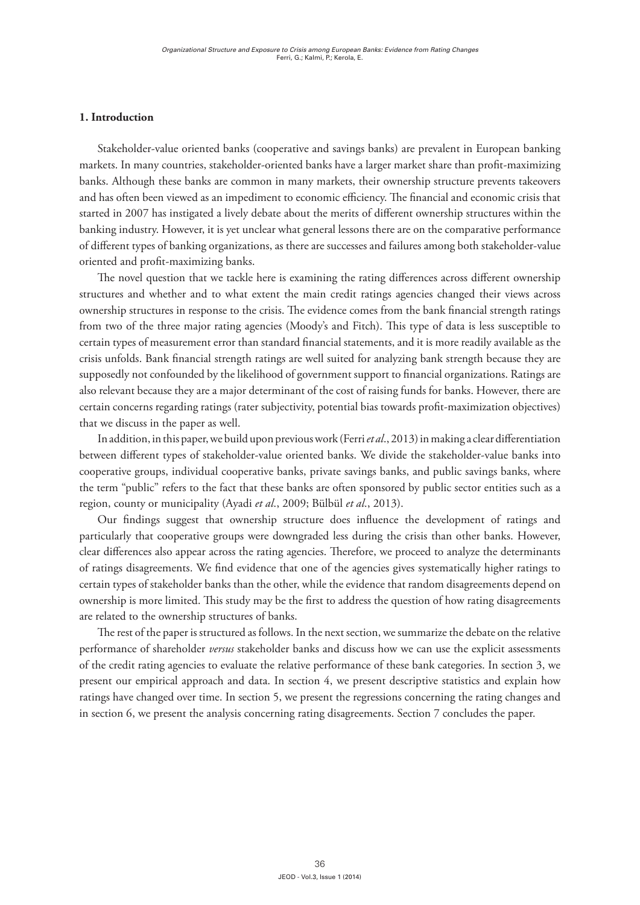## 1. Introduction

Stakeholder-value oriented banks (cooperative and savings banks) are prevalent in European banking markets. In many countries, stakeholder-oriented banks have a larger market share than profit-maximizing banks. Although these banks are common in many markets, their ownership structure prevents takeovers and has often been viewed as an impediment to economic efficiency. The financial and economic crisis that started in 2007 has instigated a lively debate about the merits of different ownership structures within the banking industry. However, it is yet unclear what general lessons there are on the comparative performance of different types of banking organizations, as there are successes and failures among both stakeholder-value oriented and profit-maximizing banks.

The novel question that we tackle here is examining the rating differences across different ownership structures and whether and to what extent the main credit ratings agencies changed their views across ownership structures in response to the crisis. The evidence comes from the bank financial strength ratings from two of the three major rating agencies (Moody's and Fitch). This type of data is less susceptible to certain types of measurement error than standard financial statements, and it is more readily available as the crisis unfolds. Bank financial strength ratings are well suited for analyzing bank strength because they are supposedly not confounded by the likelihood of government support to financial organizations. Ratings are also relevant because they are a major determinant of the cost of raising funds for banks. However, there are certain concerns regarding ratings (rater subjectivity, potential bias towards profit-maximization objectives) that we discuss in the paper as well.

In addition, in this paper, we build upon previous work (Ferri *et al*., 2013) in making a clear differentiation between different types of stakeholder-value oriented banks. We divide the stakeholder-value banks into cooperative groups, individual cooperative banks, private savings banks, and public savings banks, where the term "public" refers to the fact that these banks are often sponsored by public sector entities such as a region, county or municipality (Ayadi *et al*., 2009; Bülbül *et al*., 2013).

Our findings suggest that ownership structure does influence the development of ratings and particularly that cooperative groups were downgraded less during the crisis than other banks. However, clear differences also appear across the rating agencies. Therefore, we proceed to analyze the determinants of ratings disagreements. We find evidence that one of the agencies gives systematically higher ratings to certain types of stakeholder banks than the other, while the evidence that random disagreements depend on ownership is more limited. This study may be the first to address the question of how rating disagreements are related to the ownership structures of banks.

The rest of the paper is structured as follows. In the next section, we summarize the debate on the relative performance of shareholder *versus* stakeholder banks and discuss how we can use the explicit assessments of the credit rating agencies to evaluate the relative performance of these bank categories. In section 3, we present our empirical approach and data. In section 4, we present descriptive statistics and explain how ratings have changed over time. In section 5, we present the regressions concerning the rating changes and in section 6, we present the analysis concerning rating disagreements. Section 7 concludes the paper.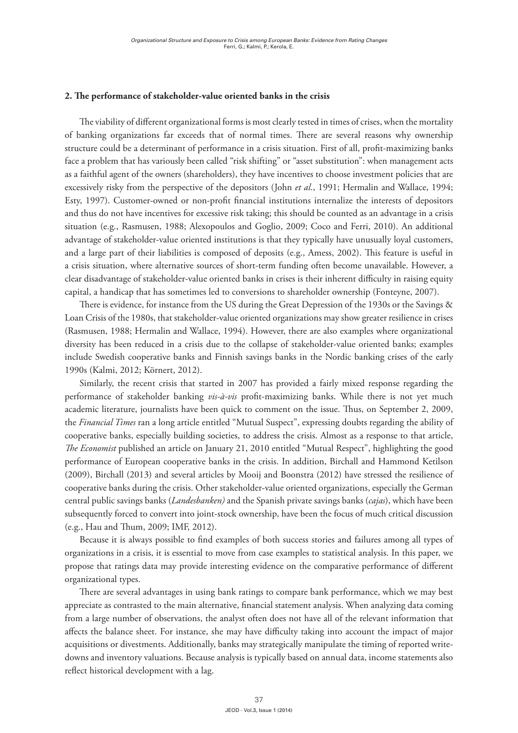## 2. The performance of stakeholder-value oriented banks in the crisis

The viability of different organizational forms is most clearly tested in times of crises, when the mortality of banking organizations far exceeds that of normal times. There are several reasons why ownership structure could be a determinant of performance in a crisis situation. First of all, profit-maximizing banks face a problem that has variously been called "risk shifting" or "asset substitution": when management acts as a faithful agent of the owners (shareholders), they have incentives to choose investment policies that are excessively risky from the perspective of the depositors (John *et al.*, 1991; Hermalin and Wallace, 1994; Esty, 1997). Customer-owned or non-profit financial institutions internalize the interests of depositors and thus do not have incentives for excessive risk taking; this should be counted as an advantage in a crisis situation (e.g., Rasmusen, 1988; Alexopoulos and Goglio, 2009; Coco and Ferri, 2010). An additional advantage of stakeholder-value oriented institutions is that they typically have unusually loyal customers, and a large part of their liabilities is composed of deposits (e.g., Amess, 2002). This feature is useful in a crisis situation, where alternative sources of short-term funding often become unavailable. However, a clear disadvantage of stakeholder-value oriented banks in crises is their inherent difficulty in raising equity capital, a handicap that has sometimes led to conversions to shareholder ownership (Fonteyne, 2007).

There is evidence, for instance from the US during the Great Depression of the 1930s or the Savings & Loan Crisis of the 1980s, that stakeholder-value oriented organizations may show greater resilience in crises (Rasmusen, 1988; Hermalin and Wallace, 1994). However, there are also examples where organizational diversity has been reduced in a crisis due to the collapse of stakeholder-value oriented banks; examples include Swedish cooperative banks and Finnish savings banks in the Nordic banking crises of the early 1990s (Kalmi, 2012; Körnert, 2012).

Similarly, the recent crisis that started in 2007 has provided a fairly mixed response regarding the performance of stakeholder banking *vis-à-vis* profit-maximizing banks. While there is not yet much academic literature, journalists have been quick to comment on the issue. Thus, on September 2, 2009, the *Financial Times* ran a long article entitled "Mutual Suspect", expressing doubts regarding the ability of cooperative banks, especially building societies, to address the crisis. Almost as a response to that article, *The Economist* published an article on January 21, 2010 entitled "Mutual Respect", highlighting the good performance of European cooperative banks in the crisis. In addition, Birchall and Hammond Ketilson (2009), Birchall (2013) and several articles by Mooij and Boonstra (2012) have stressed the resilience of cooperative banks during the crisis. Other stakeholder-value oriented organizations, especially the German central public savings banks (*Landesbanken)* and the Spanish private savings banks (*cajas*), which have been subsequently forced to convert into joint-stock ownership, have been the focus of much critical discussion (e.g., Hau and Thum, 2009; IMF, 2012).

Because it is always possible to find examples of both success stories and failures among all types of organizations in a crisis, it is essential to move from case examples to statistical analysis. In this paper, we propose that ratings data may provide interesting evidence on the comparative performance of different organizational types.

There are several advantages in using bank ratings to compare bank performance, which we may best appreciate as contrasted to the main alternative, financial statement analysis. When analyzing data coming from a large number of observations, the analyst often does not have all of the relevant information that affects the balance sheet. For instance, she may have difficulty taking into account the impact of major acquisitions or divestments. Additionally, banks may strategically manipulate the timing of reported write-downs and inventory valuations. Because analysis is typically based on annual data, income statements also reflect historical development with a lag.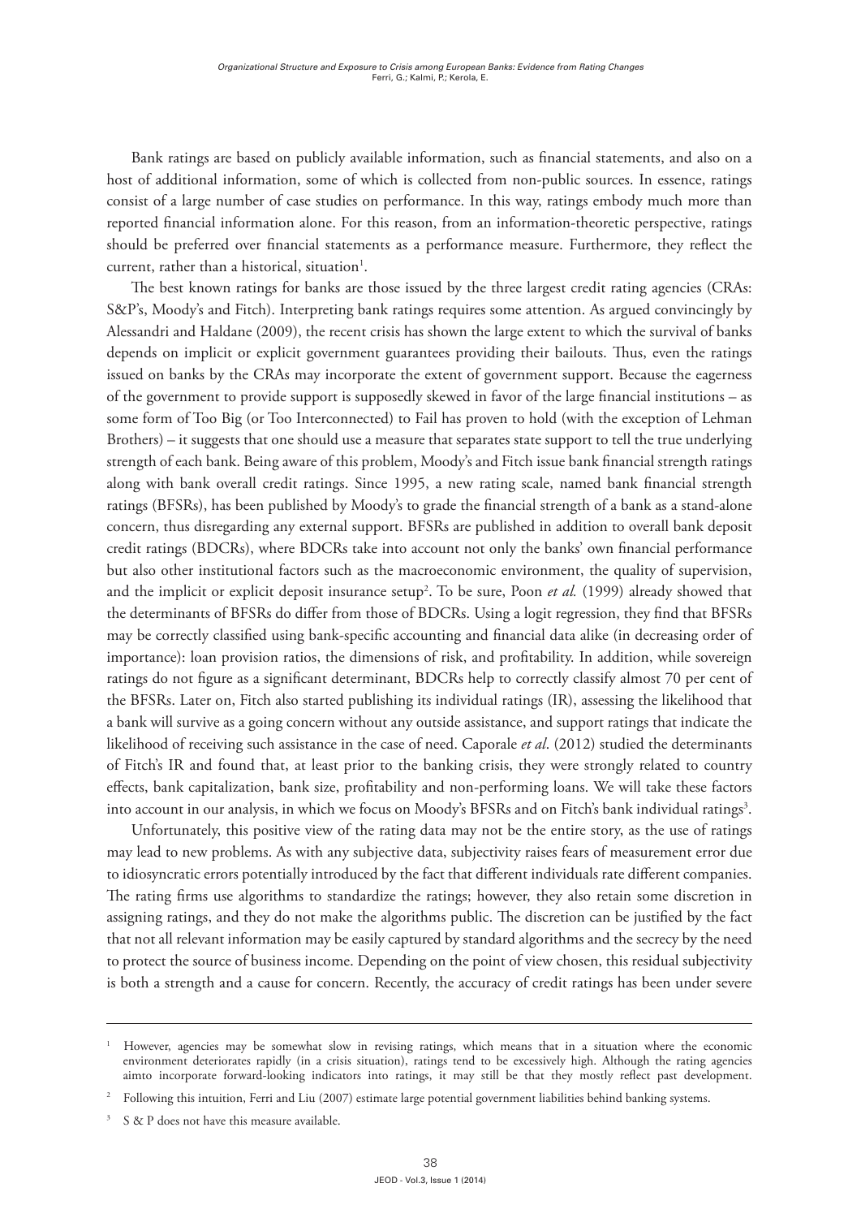Bank ratings are based on publicly available information, such as financial statements, and also on a host of additional information, some of which is collected from non-public sources. In essence, ratings consist of a large number of case studies on performance. In this way, ratings embody much more than reported financial information alone. For this reason, from an information-theoretic perspective, ratings should be preferred over financial statements as a performance measure. Furthermore, they reflect the current, rather than a historical, situation[1].

The best known ratings for banks are those issued by the three largest credit rating agencies (CRAs: S&P's, Moody's and Fitch). Interpreting bank ratings requires some attention. As argued convincingly by Alessandri and Haldane (2009), the recent crisis has shown the large extent to which the survival of banks depends on implicit or explicit government guarantees providing their bailouts. Thus, even the ratings issued on banks by the CRAs may incorporate the extent of government support. Because the eagerness of the government to provide support is supposedly skewed in favor of the large financial institutions – as some form of Too Big (or Too Interconnected) to Fail has proven to hold (with the exception of Lehman Brothers) – it suggests that one should use a measure that separates state support to tell the true underlying strength of each bank. Being aware of this problem, Moody's and Fitch issue bank financial strength ratings along with bank overall credit ratings. Since 1995, a new rating scale, named bank financial strength ratings (BFSRs), has been published by Moody's to grade the financial strength of a bank as a stand-alone concern, thus disregarding any external support. BFSRs are published in addition to overall bank deposit credit ratings (BDCRs), where BDCRs take into account not only the banks' own financial performance but also other institutional factors such as the macroeconomic environment, the quality of supervision, and the implicit or explicit deposit insurance setup[2]. To be sure, Poon *et al.* (1999) already showed that the determinants of BFSRs do differ from those of BDCRs. Using a logit regression, they find that BFSRs may be correctly classified using bank-specific accounting and financial data alike (in decreasing order of importance): loan provision ratios, the dimensions of risk, and profitability. In addition, while sovereign ratings do not figure as a significant determinant, BDCRs help to correctly classify almost 70 per cent of the BFSRs. Later on, Fitch also started publishing its individual ratings (IR), assessing the likelihood that a bank will survive as a going concern without any outside assistance, and support ratings that indicate the likelihood of receiving such assistance in the case of need. Caporale *et al*. (2012) studied the determinants of Fitch's IR and found that, at least prior to the banking crisis, they were strongly related to country effects, bank capitalization, bank size, profitability and non-performing loans. We will take these factors into account in our analysis, in which we focus on Moody's BFSRs and on Fitch's bank individual ratings[3].

Unfortunately, this positive view of the rating data may not be the entire story, as the use of ratings may lead to new problems. As with any subjective data, subjectivity raises fears of measurement error due to idiosyncratic errors potentially introduced by the fact that different individuals rate different companies. The rating firms use algorithms to standardize the ratings; however, they also retain some discretion in assigning ratings, and they do not make the algorithms public. The discretion can be justified by the fact that not all relevant information may be easily captured by standard algorithms and the secrecy by the need to protect the source of business income. Depending on the point of view chosen, this residual subjectivity is both a strength and a cause for concern. Recently, the accuracy of credit ratings has been under severe

---

[1] However, agencies may be somewhat slow in revising ratings, which means that in a situation where the economic environment deteriorates rapidly (in a crisis situation), ratings tend to be excessively high. Although the rating agencies aimto incorporate forward-looking indicators into ratings, it may still be that they mostly reflect past development.

[2] Following this intuition, Ferri and Liu (2007) estimate large potential government liabilities behind banking systems.

[3] S & P does not have this measure available.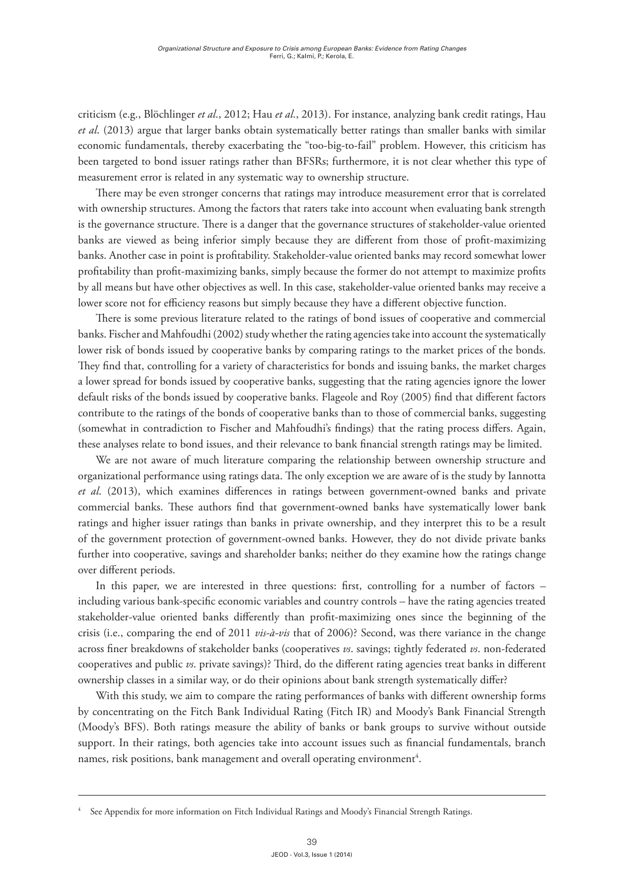criticism (e.g., Blöchlinger *et al.*, 2012; Hau *et al.*, 2013). For instance, analyzing bank credit ratings, Hau *et al.* (2013) argue that larger banks obtain systematically better ratings than smaller banks with similar economic fundamentals, thereby exacerbating the "too-big-to-fail" problem. However, this criticism has been targeted to bond issuer ratings rather than BFSRs; furthermore, it is not clear whether this type of measurement error is related in any systematic way to ownership structure.

There may be even stronger concerns that ratings may introduce measurement error that is correlated with ownership structures. Among the factors that raters take into account when evaluating bank strength is the governance structure. There is a danger that the governance structures of stakeholder-value oriented banks are viewed as being inferior simply because they are different from those of profit-maximizing banks. Another case in point is profitability. Stakeholder-value oriented banks may record somewhat lower profitability than profit-maximizing banks, simply because the former do not attempt to maximize profits by all means but have other objectives as well. In this case, stakeholder-value oriented banks may receive a lower score not for efficiency reasons but simply because they have a different objective function.

There is some previous literature related to the ratings of bond issues of cooperative and commercial banks. Fischer and Mahfoudhi (2002) study whether the rating agencies take into account the systematically lower risk of bonds issued by cooperative banks by comparing ratings to the market prices of the bonds. They find that, controlling for a variety of characteristics for bonds and issuing banks, the market charges a lower spread for bonds issued by cooperative banks, suggesting that the rating agencies ignore the lower default risks of the bonds issued by cooperative banks. Flageole and Roy (2005) find that different factors contribute to the ratings of the bonds of cooperative banks than to those of commercial banks, suggesting (somewhat in contradiction to Fischer and Mahfoudhi's findings) that the rating process differs. Again, these analyses relate to bond issues, and their relevance to bank financial strength ratings may be limited.

We are not aware of much literature comparing the relationship between ownership structure and organizational performance using ratings data. The only exception we are aware of is the study by Iannotta *et al.* (2013), which examines differences in ratings between government-owned banks and private commercial banks. These authors find that government-owned banks have systematically lower bank ratings and higher issuer ratings than banks in private ownership, and they interpret this to be a result of the government protection of government-owned banks. However, they do not divide private banks further into cooperative, savings and shareholder banks; neither do they examine how the ratings change over different periods.

In this paper, we are interested in three questions: first, controlling for a number of factors – including various bank-specific economic variables and country controls – have the rating agencies treated stakeholder-value oriented banks differently than profit-maximizing ones since the beginning of the crisis (i.e., comparing the end of 2011 *vis-à-vis* that of 2006)? Second, was there variance in the change across finer breakdowns of stakeholder banks (cooperatives *vs*. savings; tightly federated *vs*. non-federated cooperatives and public *vs*. private savings)? Third, do the different rating agencies treat banks in different ownership classes in a similar way, or do their opinions about bank strength systematically differ?

With this study, we aim to compare the rating performances of banks with different ownership forms by concentrating on the Fitch Bank Individual Rating (Fitch IR) and Moody's Bank Financial Strength (Moody's BFS). Both ratings measure the ability of banks or bank groups to survive without outside support. In their ratings, both agencies take into account issues such as financial fundamentals, branch names, risk positions, bank management and overall operating environment[4].

[4] See Appendix for more information on Fitch Individual Ratings and Moody's Financial Strength Ratings.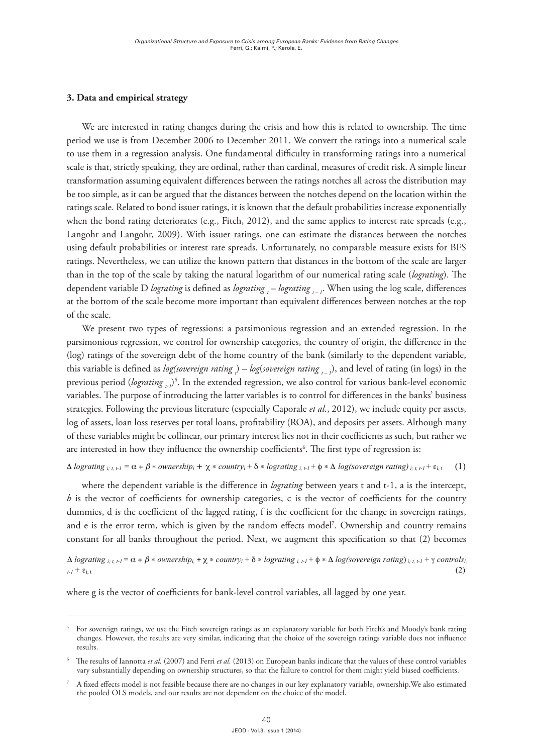## 3. Data and empirical strategy

We are interested in rating changes during the crisis and how this is related to ownership. The time period we use is from December 2006 to December 2011. We convert the ratings into a numerical scale to use them in a regression analysis. One fundamental difficulty in transforming ratings into a numerical scale is that, strictly speaking, they are ordinal, rather than cardinal, measures of credit risk. A simple linear transformation assuming equivalent differences between the ratings notches all across the distribution may be too simple, as it can be argued that the distances between the notches depend on the location within the ratings scale. Related to bond issuer ratings, it is known that the default probabilities increase exponentially when the bond rating deteriorates (e.g., Fitch, 2012), and the same applies to interest rate spreads (e.g., Langohr and Langohr, 2009). With issuer ratings, one can estimate the distances between the notches using default probabilities or interest rate spreads. Unfortunately, no comparable measure exists for BFS ratings. Nevertheless, we can utilize the known pattern that distances in the bottom of the scale are larger than in the top of the scale by taking the natural logarithm of our numerical rating scale (*lograting*). The dependent variable D *lograting* is defined as $lograting_{t} - lograting_{t-1}$. When using the log scale, differences at the bottom of the scale become more important than equivalent differences between notches at the top of the scale.

We present two types of regressions: a parsimonious regression and an extended regression. In the parsimonious regression, we control for ownership categories, the country of origin, the difference in the (log) ratings of the sovereign debt of the home country of the bank (similarly to the dependent variable, this variable is defined as $log(sovereign\ rating_{t}) - log(sovereign\ rating_{t-1})$, and level of rating (in logs) in the previous period ($lograting_{t-1}$)[5]. In the extended regression, we also control for various bank-level economic variables. The purpose of introducing the latter variables is to control for differences in the banks' business strategies. Following the previous literature (especially Caporale *et al.*, 2012), we include equity per assets, log of assets, loan loss reserves per total loans, profitability (ROA), and deposits per assets. Although many of these variables might be collinear, our primary interest lies not in their coefficients as such, but rather we are interested in how they influence the ownership coefficients[6]. The first type of regression is:

$$\Delta\, lograting_{i;\, t,\, t-1} = \alpha + \beta * ownership_i + \chi * country_i + \delta * lograting_{i,\, t-1} + \phi * \Delta\, log(sovereign\ rating)_{i;\, t,\, t-1} + \varepsilon_{i,\, t} \qquad (1)$$

where the dependent variable is the difference in *lograting* between years t and t-1, a is the intercept, *b* is the vector of coefficients for ownership categories, c is the vector of coefficients for the country dummies, d is the coefficient of the lagged rating, f is the coefficient for the change in sovereign ratings, and e is the error term, which is given by the random effects model[7]. Ownership and country remains constant for all banks throughout the period. Next, we augment this specification so that (2) becomes

$$\Delta\, lograting_{i;\, t,\, t-1} = \alpha + \beta * ownership_{i,} + \chi * country_i + \delta * lograting_{i,\, t-1} + \phi * \Delta\, log(sovereign\ rating)_{i;\, t,\, t-1} + \gamma\ controls_{i,\, t-1} + \varepsilon_{i,\, t} \qquad (2)$$

where g is the vector of coefficients for bank-level control variables, all lagged by one year.

---

[5] For sovereign ratings, we use the Fitch sovereign ratings as an explanatory variable for both Fitch's and Moody's bank rating changes. However, the results are very similar, indicating that the choice of the sovereign ratings variable does not influence results.

[6] The results of Iannotta *et al.* (2007) and Ferri *et al.* (2013) on European banks indicate that the values of these control variables vary substantially depending on ownership structures, so that the failure to control for them might yield biased coefficients.

[7] A fixed effects model is not feasible because there are no changes in our key explanatory variable, ownership.We also estimated the pooled OLS models, and our results are not dependent on the choice of the model.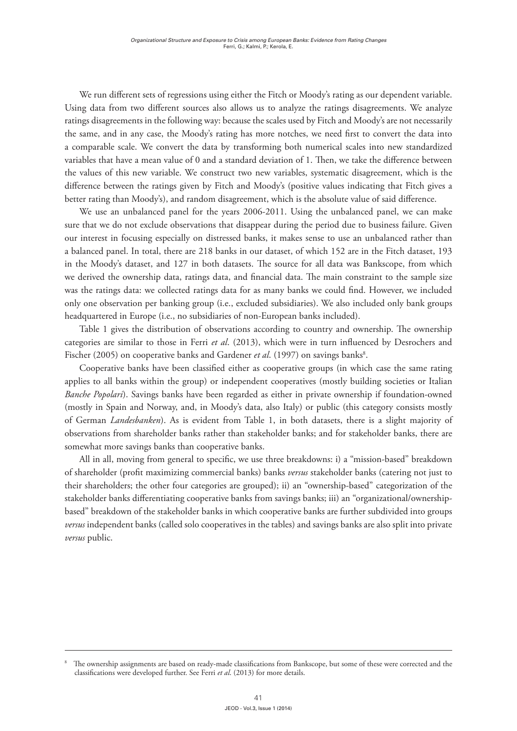We run different sets of regressions using either the Fitch or Moody's rating as our dependent variable. Using data from two different sources also allows us to analyze the ratings disagreements. We analyze ratings disagreements in the following way: because the scales used by Fitch and Moody's are not necessarily the same, and in any case, the Moody's rating has more notches, we need first to convert the data into a comparable scale. We convert the data by transforming both numerical scales into new standardized variables that have a mean value of 0 and a standard deviation of 1. Then, we take the difference between the values of this new variable. We construct two new variables, systematic disagreement, which is the difference between the ratings given by Fitch and Moody's (positive values indicating that Fitch gives a better rating than Moody's), and random disagreement, which is the absolute value of said difference.

We use an unbalanced panel for the years 2006-2011. Using the unbalanced panel, we can make sure that we do not exclude observations that disappear during the period due to business failure. Given our interest in focusing especially on distressed banks, it makes sense to use an unbalanced rather than a balanced panel. In total, there are 218 banks in our dataset, of which 152 are in the Fitch dataset, 193 in the Moody's dataset, and 127 in both datasets. The source for all data was Bankscope, from which we derived the ownership data, ratings data, and financial data. The main constraint to the sample size was the ratings data: we collected ratings data for as many banks we could find. However, we included only one observation per banking group (i.e., excluded subsidiaries). We also included only bank groups headquartered in Europe (i.e., no subsidiaries of non-European banks included).

Table 1 gives the distribution of observations according to country and ownership. The ownership categories are similar to those in Ferri *et al*. (2013), which were in turn influenced by Desrochers and Fischer (2005) on cooperative banks and Gardener *et al*. (1997) on savings banks[8].

Cooperative banks have been classified either as cooperative groups (in which case the same rating applies to all banks within the group) or independent cooperatives (mostly building societies or Italian *Banche Popolari*). Savings banks have been regarded as either in private ownership if foundation-owned (mostly in Spain and Norway, and, in Moody's data, also Italy) or public (this category consists mostly of German *Landesbanken*). As is evident from Table 1, in both datasets, there is a slight majority of observations from shareholder banks rather than stakeholder banks; and for stakeholder banks, there are somewhat more savings banks than cooperative banks.

All in all, moving from general to specific, we use three breakdowns: i) a "mission-based" breakdown of shareholder (profit maximizing commercial banks) banks *versus* stakeholder banks (catering not just to their shareholders; the other four categories are grouped); ii) an "ownership-based" categorization of the stakeholder banks differentiating cooperative banks from savings banks; iii) an "organizational/ownership-based" breakdown of the stakeholder banks in which cooperative banks are further subdivided into groups *versus* independent banks (called solo cooperatives in the tables) and savings banks are also split into private *versus* public.

---

[8] The ownership assignments are based on ready-made classifications from Bankscope, but some of these were corrected and the classifications were developed further. See Ferri *et al*. (2013) for more details.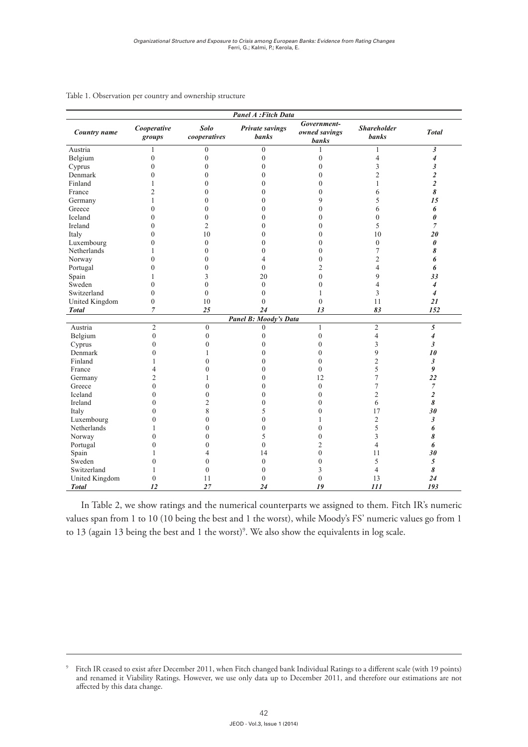Table 1. Observation per country and ownership structure

| Country name | Cooperative groups | Solo cooperatives | Private savings banks | Government-owned savings banks | Shareholder banks | Total |
|---|---|---|---|---|---|---|
| ***Panel A : Fitch Data*** | | | | | | |
| Austria | 1 | 0 | 0 | 1 | 1 | ***3*** |
| Belgium | 0 | 0 | 0 | 0 | 4 | ***4*** |
| Cyprus | 0 | 0 | 0 | 0 | 3 | ***3*** |
| Denmark | 0 | 0 | 0 | 0 | 2 | ***2*** |
| Finland | 1 | 0 | 0 | 0 | 1 | ***2*** |
| France | 2 | 0 | 0 | 0 | 6 | ***8*** |
| Germany | 1 | 0 | 0 | 9 | 5 | ***15*** |
| Greece | 0 | 0 | 0 | 0 | 6 | ***6*** |
| Iceland | 0 | 0 | 0 | 0 | 0 | ***0*** |
| Ireland | 0 | 2 | 0 | 0 | 5 | ***7*** |
| Italy | 0 | 10 | 0 | 0 | 10 | ***20*** |
| Luxembourg | 0 | 0 | 0 | 0 | 0 | ***0*** |
| Netherlands | 1 | 0 | 0 | 0 | 7 | ***8*** |
| Norway | 0 | 0 | 4 | 0 | 2 | ***6*** |
| Portugal | 0 | 0 | 0 | 2 | 4 | ***6*** |
| Spain | 1 | 3 | 20 | 0 | 9 | ***33*** |
| Sweden | 0 | 0 | 0 | 0 | 4 | ***4*** |
| Switzerland | 0 | 0 | 0 | 1 | 3 | ***4*** |
| United Kingdom | 0 | 10 | 0 | 0 | 11 | ***21*** |
| ***Total*** | ***7*** | ***25*** | ***24*** | ***13*** | ***83*** | ***152*** |
| ***Panel B: Moody's Data*** | | | | | | |
| Austria | 2 | 0 | 0 | 1 | 2 | ***5*** |
| Belgium | 0 | 0 | 0 | 0 | 4 | ***4*** |
| Cyprus | 0 | 0 | 0 | 0 | 3 | ***3*** |
| Denmark | 0 | 1 | 0 | 0 | 9 | ***10*** |
| Finland | 1 | 0 | 0 | 0 | 2 | ***3*** |
| France | 4 | 0 | 0 | 0 | 5 | ***9*** |
| Germany | 2 | 1 | 0 | 12 | 7 | ***22*** |
| Greece | 0 | 0 | 0 | 0 | 7 | ***7*** |
| Iceland | 0 | 0 | 0 | 0 | 2 | ***2*** |
| Ireland | 0 | 2 | 0 | 0 | 6 | ***8*** |
| Italy | 0 | 8 | 5 | 0 | 17 | ***30*** |
| Luxembourg | 0 | 0 | 0 | 1 | 2 | ***3*** |
| Netherlands | 1 | 0 | 0 | 0 | 5 | ***6*** |
| Norway | 0 | 0 | 5 | 0 | 3 | ***8*** |
| Portugal | 0 | 0 | 0 | 2 | 4 | ***6*** |
| Spain | 1 | 4 | 14 | 0 | 11 | ***30*** |
| Sweden | 0 | 0 | 0 | 0 | 5 | ***5*** |
| Switzerland | 1 | 0 | 0 | 3 | 4 | ***8*** |
| United Kingdom | 0 | 11 | 0 | 0 | 13 | ***24*** |
| ***Total*** | ***12*** | ***27*** | ***24*** | ***19*** | ***111*** | ***193*** |

In Table 2, we show ratings and the numerical counterparts we assigned to them. Fitch IR's numeric values span from 1 to 10 (10 being the best and 1 the worst), while Moody's FS' numeric values go from 1 to 13 (again 13 being the best and 1 the worst)[9]. We also show the equivalents in log scale.

[9] Fitch IR ceased to exist after December 2011, when Fitch changed bank Individual Ratings to a different scale (with 19 points) and renamed it Viability Ratings. However, we use only data up to December 2011, and therefore our estimations are not affected by this data change.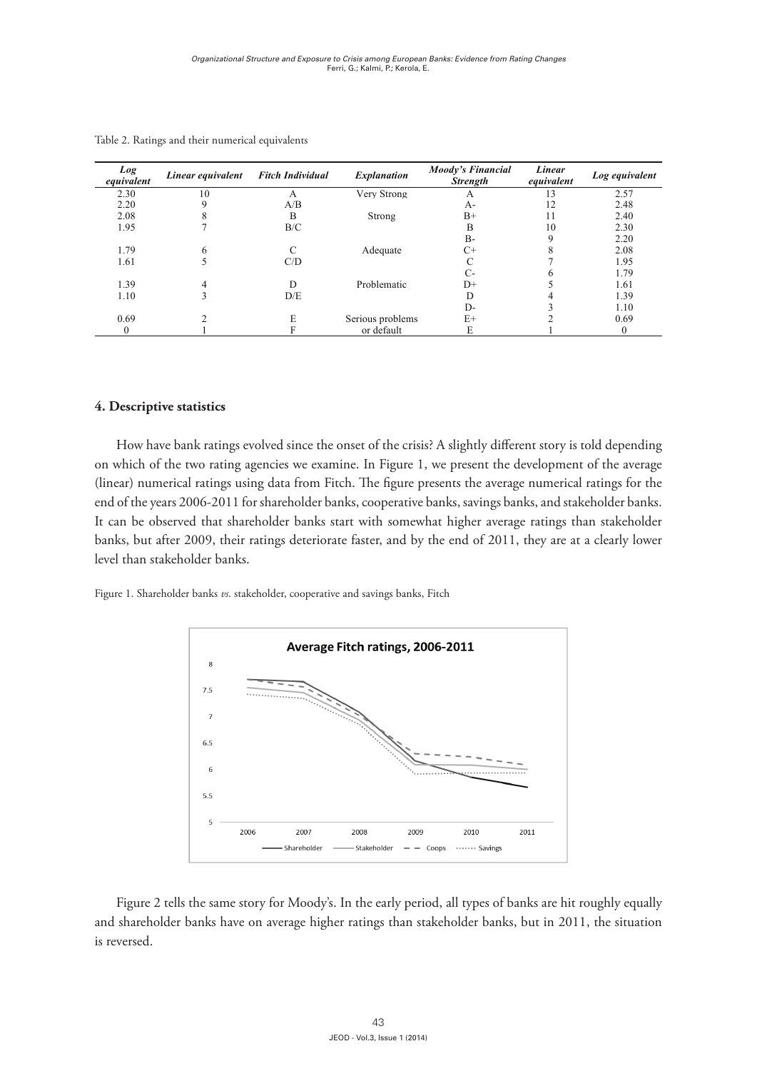Table 2. Ratings and their numerical equivalents

| *Log equivalent* | *Linear equivalent* | *Fitch Individual* | *Explanation* | *Moody's Financial Strength* | *Linear equivalent* | *Log equivalent* |
|---|---|---|---|---|---|---|
| 2.30 | 10 | A | Very Strong | A | 13 | 2.57 |
| 2.20 | 9 | A/B | | A- | 12 | 2.48 |
| 2.08 | 8 | B | Strong | B+ | 11 | 2.40 |
| 1.95 | 7 | B/C | | B | 10 | 2.30 |
| | | | | B- | 9 | 2.20 |
| 1.79 | 6 | C | Adequate | C+ | 8 | 2.08 |
| 1.61 | 5 | C/D | | C | 7 | 1.95 |
| | | | | C- | 6 | 1.79 |
| 1.39 | 4 | D | Problematic | D+ | 5 | 1.61 |
| 1.10 | 3 | D/E | | D | 4 | 1.39 |
| | | | | D- | 3 | 1.10 |
| 0.69 | 2 | E | Serious problems | E+ | 2 | 0.69 |
| 0 | 1 | F | or default | E | 1 | 0 |

## 4. Descriptive statistics

How have bank ratings evolved since the onset of the crisis? A slightly different story is told depending on which of the two rating agencies we examine. In Figure 1, we present the development of the average (linear) numerical ratings using data from Fitch. The figure presents the average numerical ratings for the end of the years 2006-2011 for shareholder banks, cooperative banks, savings banks, and stakeholder banks. It can be observed that shareholder banks start with somewhat higher average ratings than stakeholder banks, but after 2009, their ratings deteriorate faster, and by the end of 2011, they are at a clearly lower level than stakeholder banks.

Figure 1. Shareholder banks *vs*. stakeholder, cooperative and savings banks, Fitch

Figure 2 tells the same story for Moody's. In the early period, all types of banks are hit roughly equally and shareholder banks have on average higher ratings than stakeholder banks, but in 2011, the situation is reversed.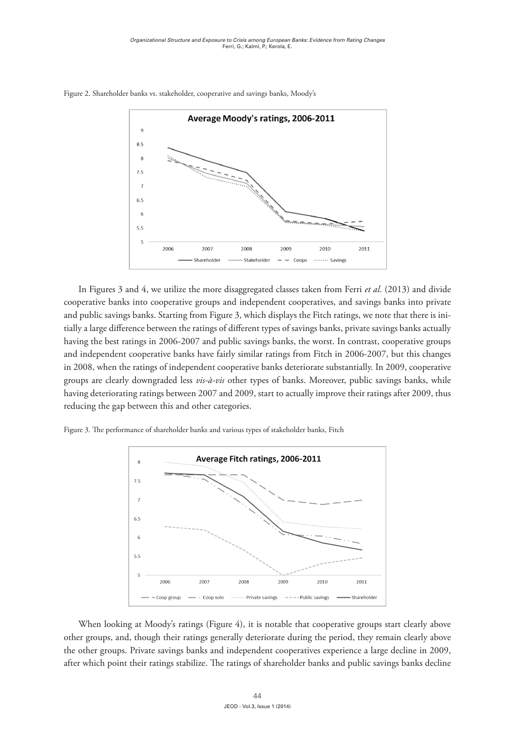Figure 2. Shareholder banks vs. stakeholder, cooperative and savings banks, Moody's

In Figures 3 and 4, we utilize the more disaggregated classes taken from Ferri *et al*. (2013) and divide cooperative banks into cooperative groups and independent cooperatives, and savings banks into private and public savings banks. Starting from Figure 3, which displays the Fitch ratings, we note that there is initially a large difference between the ratings of different types of savings banks, private savings banks actually having the best ratings in 2006-2007 and public savings banks, the worst. In contrast, cooperative groups and independent cooperative banks have fairly similar ratings from Fitch in 2006-2007, but this changes in 2008, when the ratings of independent cooperative banks deteriorate substantially. In 2009, cooperative groups are clearly downgraded less *vis-à-vis* other types of banks. Moreover, public savings banks, while having deteriorating ratings between 2007 and 2009, start to actually improve their ratings after 2009, thus reducing the gap between this and other categories.

Figure 3. The performance of shareholder banks and various types of stakeholder banks, Fitch

When looking at Moody's ratings (Figure 4), it is notable that cooperative groups start clearly above other groups, and, though their ratings generally deteriorate during the period, they remain clearly above the other groups. Private savings banks and independent cooperatives experience a large decline in 2009, after which point their ratings stabilize. The ratings of shareholder banks and public savings banks decline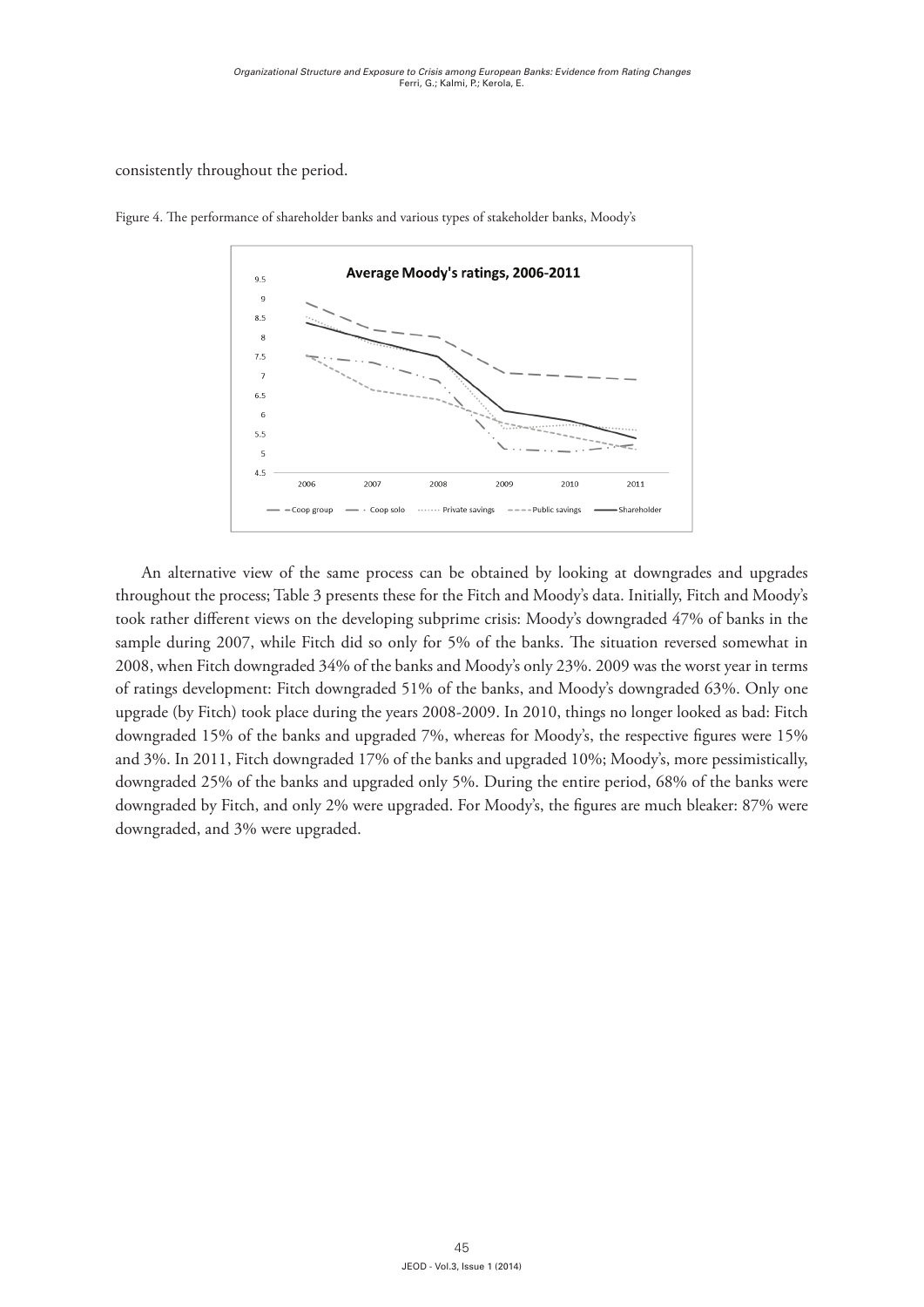consistently throughout the period.

Figure 4. The performance of shareholder banks and various types of stakeholder banks, Moody's

An alternative view of the same process can be obtained by looking at downgrades and upgrades throughout the process; Table 3 presents these for the Fitch and Moody's data. Initially, Fitch and Moody's took rather different views on the developing subprime crisis: Moody's downgraded 47% of banks in the sample during 2007, while Fitch did so only for 5% of the banks. The situation reversed somewhat in 2008, when Fitch downgraded 34% of the banks and Moody's only 23%. 2009 was the worst year in terms of ratings development: Fitch downgraded 51% of the banks, and Moody's downgraded 63%. Only one upgrade (by Fitch) took place during the years 2008-2009. In 2010, things no longer looked as bad: Fitch downgraded 15% of the banks and upgraded 7%, whereas for Moody's, the respective figures were 15% and 3%. In 2011, Fitch downgraded 17% of the banks and upgraded 10%; Moody's, more pessimistically, downgraded 25% of the banks and upgraded only 5%. During the entire period, 68% of the banks were downgraded by Fitch, and only 2% were upgraded. For Moody's, the figures are much bleaker: 87% were downgraded, and 3% were upgraded.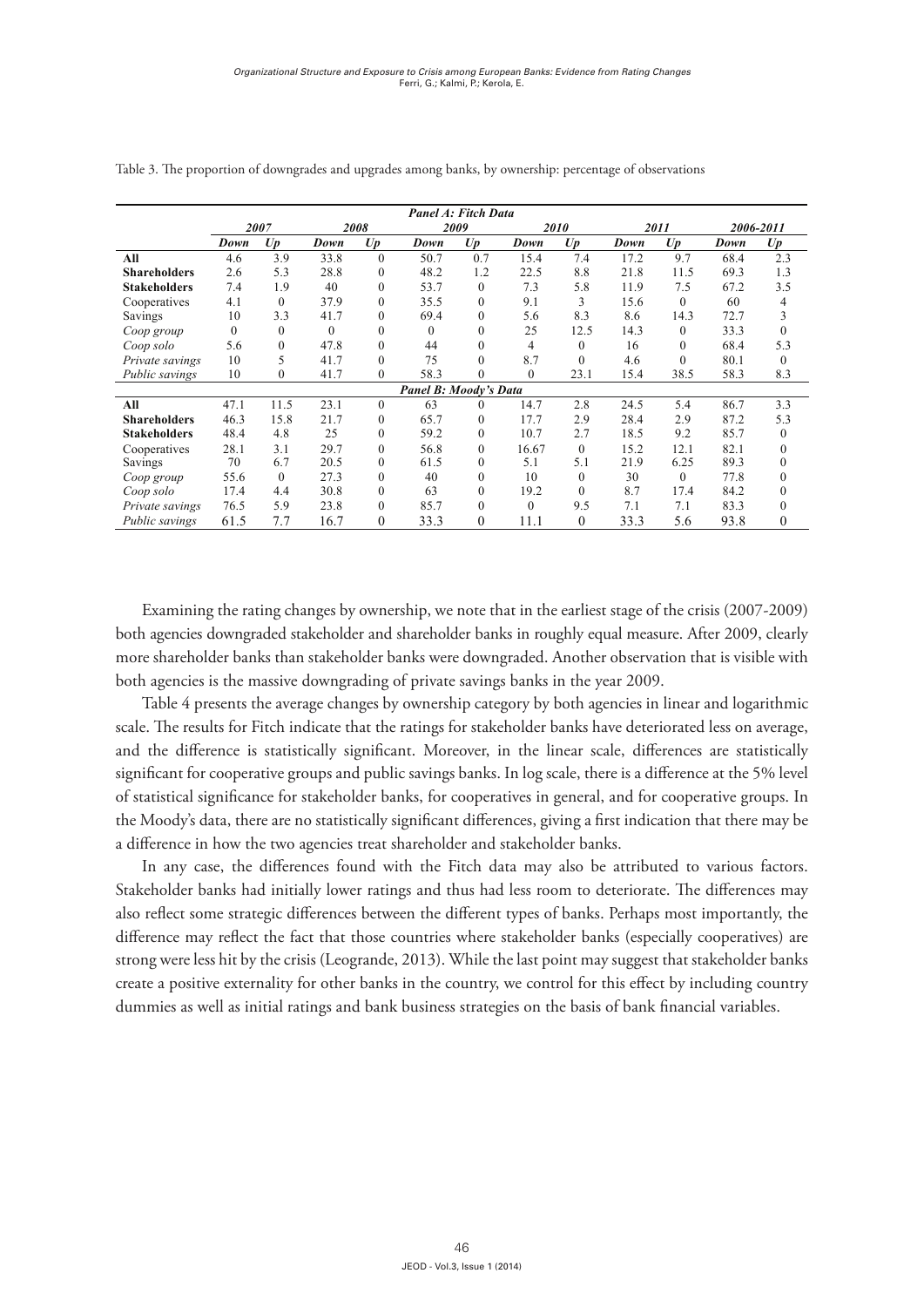Table 3. The proportion of downgrades and upgrades among banks, by ownership: percentage of observations

| | *2007* | | *2008* | | *2009* | | *2010* | | *2011* | | *2006-2011* | |
|---|---|---|---|---|---|---|---|---|---|---|---|---|
| | ***Down*** | ***Up*** | ***Down*** | ***Up*** | ***Down*** | ***Up*** | ***Down*** | ***Up*** | ***Down*** | ***Up*** | ***Down*** | ***Up*** |
| ***Panel A: Fitch Data*** | | | | | | | | | | | | |
| **All** | 4.6 | 3.9 | 33.8 | 0 | 50.7 | 0.7 | 15.4 | 7.4 | 17.2 | 9.7 | 68.4 | 2.3 |
| **Shareholders** | 2.6 | 5.3 | 28.8 | 0 | 48.2 | 1.2 | 22.5 | 8.8 | 21.8 | 11.5 | 69.3 | 1.3 |
| **Stakeholders** | 7.4 | 1.9 | 40 | 0 | 53.7 | 0 | 7.3 | 5.8 | 11.9 | 7.5 | 67.2 | 3.5 |
| Cooperatives | 4.1 | 0 | 37.9 | 0 | 35.5 | 0 | 9.1 | 3 | 15.6 | 0 | 60 | 4 |
| Savings | 10 | 3.3 | 41.7 | 0 | 69.4 | 0 | 5.6 | 8.3 | 8.6 | 14.3 | 72.7 | 3 |
| *Coop group* | 0 | 0 | 0 | 0 | 0 | 0 | 25 | 12.5 | 14.3 | 0 | 33.3 | 0 |
| *Coop solo* | 5.6 | 0 | 47.8 | 0 | 44 | 0 | 4 | 0 | 16 | 0 | 68.4 | 5.3 |
| *Private savings* | 10 | 5 | 41.7 | 0 | 75 | 0 | 8.7 | 0 | 4.6 | 0 | 80.1 | 0 |
| *Public savings* | 10 | 0 | 41.7 | 0 | 58.3 | 0 | 0 | 23.1 | 15.4 | 38.5 | 58.3 | 8.3 |
| ***Panel B: Moody's Data*** | | | | | | | | | | | | |
| **All** | 47.1 | 11.5 | 23.1 | 0 | 63 | 0 | 14.7 | 2.8 | 24.5 | 5.4 | 86.7 | 3.3 |
| **Shareholders** | 46.3 | 15.8 | 21.7 | 0 | 65.7 | 0 | 17.7 | 2.9 | 28.4 | 2.9 | 87.2 | 5.3 |
| **Stakeholders** | 48.4 | 4.8 | 25 | 0 | 59.2 | 0 | 10.7 | 2.7 | 18.5 | 9.2 | 85.7 | 0 |
| Cooperatives | 28.1 | 3.1 | 29.7 | 0 | 56.8 | 0 | 16.67 | 0 | 15.2 | 12.1 | 82.1 | 0 |
| Savings | 70 | 6.7 | 20.5 | 0 | 61.5 | 0 | 5.1 | 5.1 | 21.9 | 6.25 | 89.3 | 0 |
| *Coop group* | 55.6 | 0 | 27.3 | 0 | 40 | 0 | 10 | 0 | 30 | 0 | 77.8 | 0 |
| *Coop solo* | 17.4 | 4.4 | 30.8 | 0 | 63 | 0 | 19.2 | 0 | 8.7 | 17.4 | 84.2 | 0 |
| *Private savings* | 76.5 | 5.9 | 23.8 | 0 | 85.7 | 0 | 0 | 9.5 | 7.1 | 7.1 | 83.3 | 0 |
| *Public savings* | 61.5 | 7.7 | 16.7 | 0 | 33.3 | 0 | 11.1 | 0 | 33.3 | 5.6 | 93.8 | 0 |

Examining the rating changes by ownership, we note that in the earliest stage of the crisis (2007-2009) both agencies downgraded stakeholder and shareholder banks in roughly equal measure. After 2009, clearly more shareholder banks than stakeholder banks were downgraded. Another observation that is visible with both agencies is the massive downgrading of private savings banks in the year 2009.

Table 4 presents the average changes by ownership category by both agencies in linear and logarithmic scale. The results for Fitch indicate that the ratings for stakeholder banks have deteriorated less on average, and the difference is statistically significant. Moreover, in the linear scale, differences are statistically significant for cooperative groups and public savings banks. In log scale, there is a difference at the 5% level of statistical significance for stakeholder banks, for cooperatives in general, and for cooperative groups. In the Moody's data, there are no statistically significant differences, giving a first indication that there may be a difference in how the two agencies treat shareholder and stakeholder banks.

In any case, the differences found with the Fitch data may also be attributed to various factors. Stakeholder banks had initially lower ratings and thus had less room to deteriorate. The differences may also reflect some strategic differences between the different types of banks. Perhaps most importantly, the difference may reflect the fact that those countries where stakeholder banks (especially cooperatives) are strong were less hit by the crisis (Leogrande, 2013). While the last point may suggest that stakeholder banks create a positive externality for other banks in the country, we control for this effect by including country dummies as well as initial ratings and bank business strategies on the basis of bank financial variables.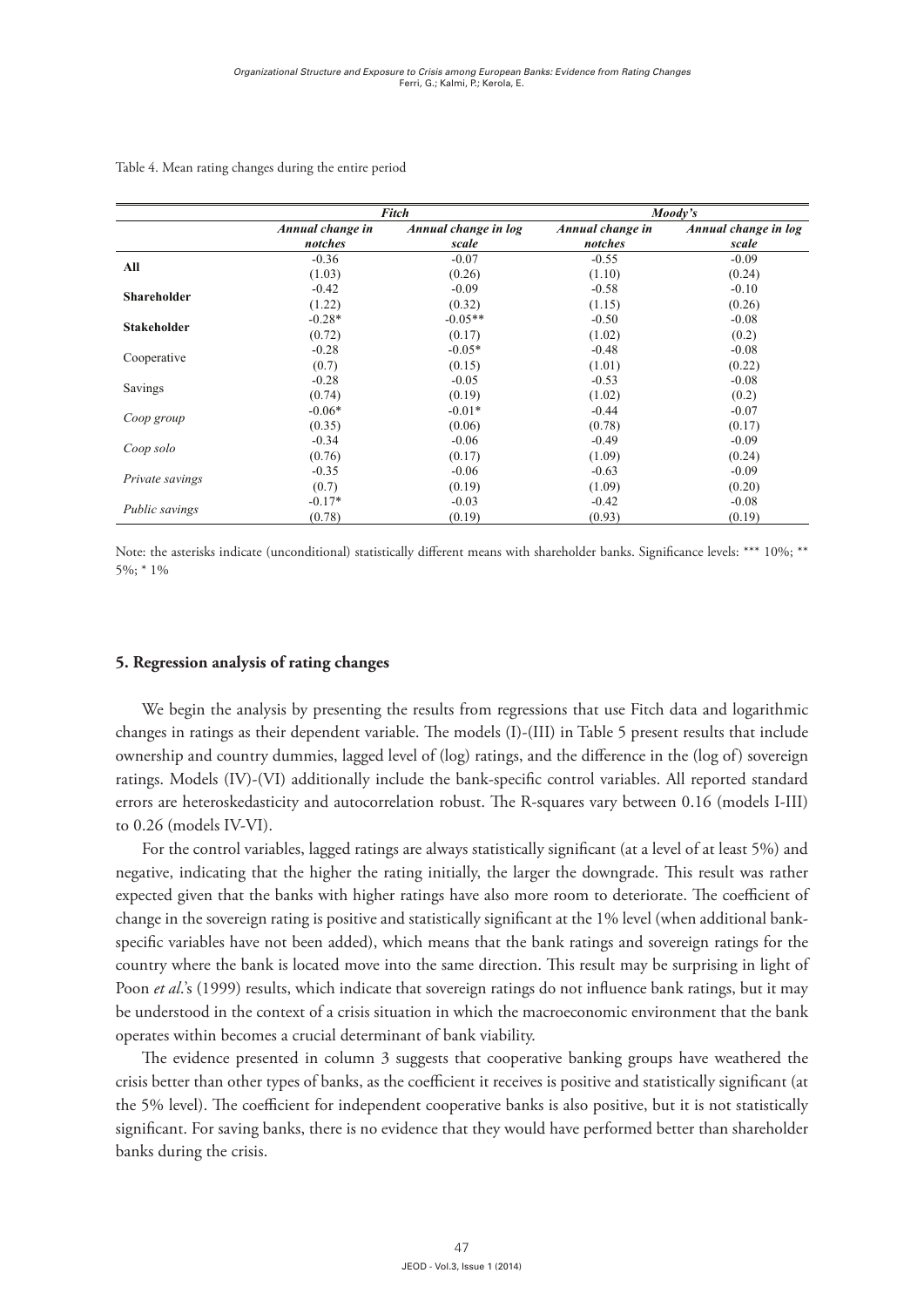Table 4. Mean rating changes during the entire period

| | *Fitch* | | *Moody's* | |
|---|---|---|---|---|
| | *Annual change in notches* | *Annual change in log scale* | *Annual change in notches* | *Annual change in log scale* |
| **All** | -0.36 | -0.07 | -0.55 | -0.09 |
| | (1.03) | (0.26) | (1.10) | (0.24) |
| **Shareholder** | -0.42 | -0.09 | -0.58 | -0.10 |
| | (1.22) | (0.32) | (1.15) | (0.26) |
| **Stakeholder** | -0.28* | -0.05** | -0.50 | -0.08 |
| | (0.72) | (0.17) | (1.02) | (0.2) |
| Cooperative | -0.28 | -0.05* | -0.48 | -0.08 |
| | (0.7) | (0.15) | (1.01) | (0.22) |
| Savings | -0.28 | -0.05 | -0.53 | -0.08 |
| | (0.74) | (0.19) | (1.02) | (0.2) |
| *Coop group* | -0.06* | -0.01* | -0.44 | -0.07 |
| | (0.35) | (0.06) | (0.78) | (0.17) |
| *Coop solo* | -0.34 | -0.06 | -0.49 | -0.09 |
| | (0.76) | (0.17) | (1.09) | (0.24) |
| *Private savings* | -0.35 | -0.06 | -0.63 | -0.09 |
| | (0.7) | (0.19) | (1.09) | (0.20) |
| *Public savings* | -0.17* | -0.03 | -0.42 | -0.08 |
| | (0.78) | (0.19) | (0.93) | (0.19) |

Note: the asterisks indicate (unconditional) statistically different means with shareholder banks. Significance levels: *** 10%; ** 5%; * 1%

## 5. Regression analysis of rating changes

We begin the analysis by presenting the results from regressions that use Fitch data and logarithmic changes in ratings as their dependent variable. The models (I)-(III) in Table 5 present results that include ownership and country dummies, lagged level of (log) ratings, and the difference in the (log of) sovereign ratings. Models (IV)-(VI) additionally include the bank-specific control variables. All reported standard errors are heteroskedasticity and autocorrelation robust. The R-squares vary between 0.16 (models I-III) to 0.26 (models IV-VI).

For the control variables, lagged ratings are always statistically significant (at a level of at least 5%) and negative, indicating that the higher the rating initially, the larger the downgrade. This result was rather expected given that the banks with higher ratings have also more room to deteriorate. The coefficient of change in the sovereign rating is positive and statistically significant at the 1% level (when additional bank-specific variables have not been added), which means that the bank ratings and sovereign ratings for the country where the bank is located move into the same direction. This result may be surprising in light of Poon *et al*.'s (1999) results, which indicate that sovereign ratings do not influence bank ratings, but it may be understood in the context of a crisis situation in which the macroeconomic environment that the bank operates within becomes a crucial determinant of bank viability.

The evidence presented in column 3 suggests that cooperative banking groups have weathered the crisis better than other types of banks, as the coefficient it receives is positive and statistically significant (at the 5% level). The coefficient for independent cooperative banks is also positive, but it is not statistically significant. For saving banks, there is no evidence that they would have performed better than shareholder banks during the crisis.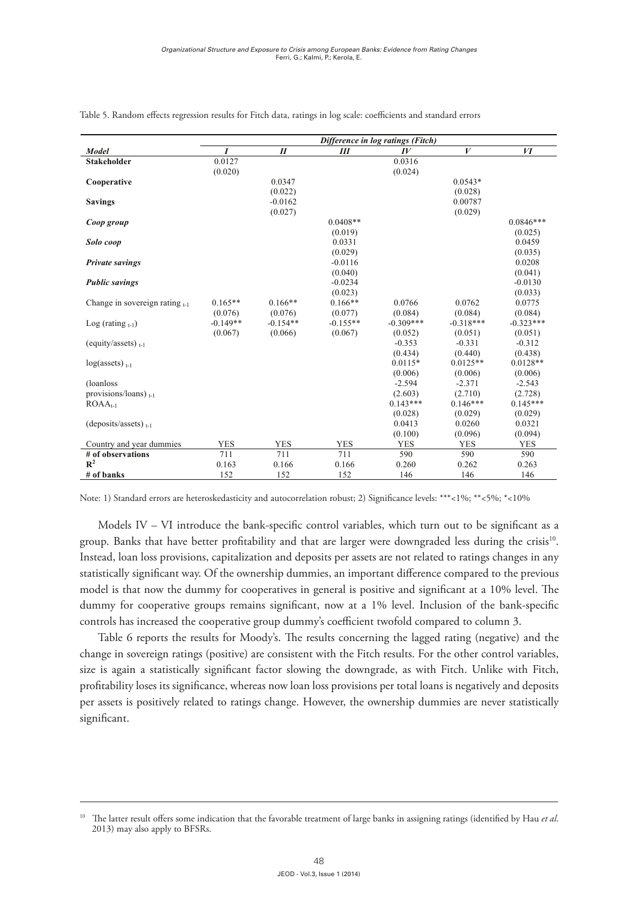Table 5. Random effects regression results for Fitch data, ratings in log scale: coefficients and standard errors

| | *Difference in log ratings (Fitch)* | | | | | |
|---|---|---|---|---|---|---|
| ***Model*** | ***I*** | ***II*** | ***III*** | ***IV*** | ***V*** | ***VI*** |
| **Stakeholder** | 0.0127 | | | 0.0316 | | |
| | (0.020) | | | (0.024) | | |
| **Cooperative** | | 0.0347 | | | 0.0543* | |
| | | (0.022) | | | (0.028) | |
| **Savings** | | -0.0162 | | | 0.00787 | |
| | | (0.027) | | | (0.029) | |
| ***Coop group*** | | | 0.0408** | | | 0.0846*** |
| | | | (0.019) | | | (0.025) |
| ***Solo coop*** | | | 0.0331 | | | 0.0459 |
| | | | (0.029) | | | (0.035) |
| ***Private savings*** | | | -0.0116 | | | 0.0208 |
| | | | (0.040) | | | (0.041) |
| ***Public savings*** | | | -0.0234 | | | -0.0130 |
| | | | (0.023) | | | (0.033) |
| Change in sovereign rating $_{t-1}$ | 0.165** | 0.166** | 0.166** | 0.0766 | 0.0762 | 0.0775 |
| | (0.076) | (0.076) | (0.077) | (0.084) | (0.084) | (0.084) |
| Log (rating $_{t-1}$) | -0.149** | -0.154** | -0.155** | -0.309*** | -0.318*** | -0.323*** |
| | (0.067) | (0.066) | (0.067) | (0.052) | (0.051) | (0.051) |
| (equity/assets) $_{t-1}$ | | | | -0.353 | -0.331 | -0.312 |
| | | | | (0.434) | (0.440) | (0.438) |
| log(assets) $_{t-1}$ | | | | 0.0115* | 0.0125** | 0.0128** |
| | | | | (0.006) | (0.006) | (0.006) |
| (loanloss provisions/loans) $_{t-1}$ | | | | -2.594 | -2.371 | -2.543 |
| | | | | (2.603) | (2.710) | (2.728) |
| $ROAA_{t-1}$ | | | | 0.143*** | 0.146*** | 0.145*** |
| | | | | (0.028) | (0.029) | (0.029) |
| (deposits/assets) $_{t-1}$ | | | | 0.0413 | 0.0260 | 0.0321 |
| | | | | (0.100) | (0.096) | (0.094) |
| Country and year dummies | YES | YES | YES | YES | YES | YES |
| **# of observations** | 711 | 711 | 711 | 590 | 590 | 590 |
| $\mathbf{R^2}$ | 0.163 | 0.166 | 0.166 | 0.260 | 0.262 | 0.263 |
| **# of banks** | 152 | 152 | 152 | 146 | 146 | 146 |

Note: 1) Standard errors are heteroskedasticity and autocorrelation robust; 2) Significance levels: ***<1%; **<5%; *<10%

Models IV – VI introduce the bank-specific control variables, which turn out to be significant as a group. Banks that have better profitability and that are larger were downgraded less during the crisis[10]. Instead, loan loss provisions, capitalization and deposits per assets are not related to ratings changes in any statistically significant way. Of the ownership dummies, an important difference compared to the previous model is that now the dummy for cooperatives in general is positive and significant at a 10% level. The dummy for cooperative groups remains significant, now at a 1% level. Inclusion of the bank-specific controls has increased the cooperative group dummy's coefficient twofold compared to column 3.

Table 6 reports the results for Moody's. The results concerning the lagged rating (negative) and the change in sovereign ratings (positive) are consistent with the Fitch results. For the other control variables, size is again a statistically significant factor slowing the downgrade, as with Fitch. Unlike with Fitch, profitability loses its significance, whereas now loan loss provisions per total loans is negatively and deposits per assets is positively related to ratings change. However, the ownership dummies are never statistically significant.

[10] The latter result offers some indication that the favorable treatment of large banks in assigning ratings (identified by Hau *et al*. 2013) may also apply to BFSRs.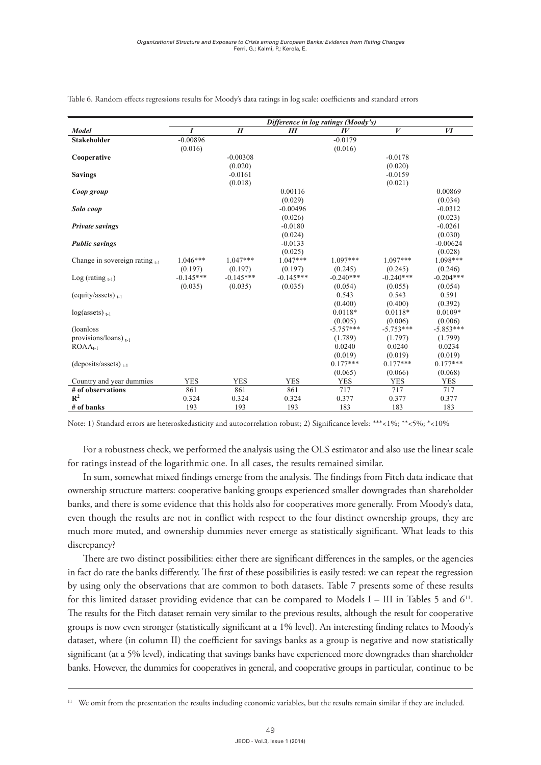Table 6. Random effects regressions results for Moody's data ratings in log scale: coefficients and standard errors

| | *Difference in log ratings (Moody's)* | | | | | |
|---|---|---|---|---|---|---|
| ***Model*** | ***I*** | ***II*** | ***III*** | ***IV*** | ***V*** | ***VI*** |
| **Stakeholder** | -0.00896 | | | -0.0179 | | |
| | (0.016) | | | (0.016) | | |
| **Cooperative** | | -0.00308 | | | -0.0178 | |
| | | (0.020) | | | (0.020) | |
| **Savings** | | -0.0161 | | | -0.0159 | |
| | | (0.018) | | | (0.021) | |
| ***Coop group*** | | | 0.00116 | | | 0.00869 |
| | | | (0.029) | | | (0.034) |
| ***Solo coop*** | | | -0.00496 | | | -0.0312 |
| | | | (0.026) | | | (0.023) |
| ***Private savings*** | | | -0.0180 | | | -0.0261 |
| | | | (0.024) | | | (0.030) |
| ***Public savings*** | | | -0.0133 | | | -0.00624 |
| | | | (0.025) | | | (0.028) |
| Change in sovereign rating $_{t-1}$ | 1.046*** | 1.047*** | 1.047*** | 1.097*** | 1.097*** | 1.098*** |
| | (0.197) | (0.197) | (0.197) | (0.245) | (0.245) | (0.246) |
| Log (rating $_{t-1}$) | -0.145*** | -0.145*** | -0.145*** | -0.240*** | -0.240*** | -0.204*** |
| | (0.035) | (0.035) | (0.035) | (0.054) | (0.055) | (0.054) |
| (equity/assets) $_{t-1}$ | | | | 0.543 | 0.543 | 0.591 |
| | | | | (0.400) | (0.400) | (0.392) |
| log(assets) $_{t-1}$ | | | | 0.0118* | 0.0118* | 0.0109* |
| | | | | (0.005) | (0.006) | (0.006) |
| (loanloss provisions/loans) $_{t-1}$ | | | | -5.757*** | -5.753*** | -5.853*** |
| | | | | (1.789) | (1.797) | (1.799) |
| $ROAA_{t-1}$ | | | | 0.0240 | 0.0240 | 0.0234 |
| | | | | (0.019) | (0.019) | (0.019) |
| (deposits/assets) $_{t-1}$ | | | | 0.177*** | 0.177*** | 0.177*** |
| | | | | (0.065) | (0.066) | (0.068) |
| Country and year dummies | YES | YES | YES | YES | YES | YES |
| **# of observations** | 861 | 861 | 861 | 717 | 717 | 717 |
| $\mathbf{R^2}$ | 0.324 | 0.324 | 0.324 | 0.377 | 0.377 | 0.377 |
| **# of banks** | 193 | 193 | 193 | 183 | 183 | 183 |

Note: 1) Standard errors are heteroskedasticity and autocorrelation robust; 2) Significance levels: ***<1%; **<5%; *<10%

For a robustness check, we performed the analysis using the OLS estimator and also use the linear scale for ratings instead of the logarithmic one. In all cases, the results remained similar.

In sum, somewhat mixed findings emerge from the analysis. The findings from Fitch data indicate that ownership structure matters: cooperative banking groups experienced smaller downgrades than shareholder banks, and there is some evidence that this holds also for cooperatives more generally. From Moody's data, even though the results are not in conflict with respect to the four distinct ownership groups, they are much more muted, and ownership dummies never emerge as statistically significant. What leads to this discrepancy?

There are two distinct possibilities: either there are significant differences in the samples, or the agencies in fact do rate the banks differently. The first of these possibilities is easily tested: we can repeat the regression by using only the observations that are common to both datasets. Table 7 presents some of these results for this limited dataset providing evidence that can be compared to Models I – III in Tables 5 and 6[11]. The results for the Fitch dataset remain very similar to the previous results, although the result for cooperative groups is now even stronger (statistically significant at a 1% level). An interesting finding relates to Moody's dataset, where (in column II) the coefficient for savings banks as a group is negative and now statistically significant (at a 5% level), indicating that savings banks have experienced more downgrades than shareholder banks. However, the dummies for cooperatives in general, and cooperative groups in particular, continue to be

[11] We omit from the presentation the results including economic variables, but the results remain similar if they are included.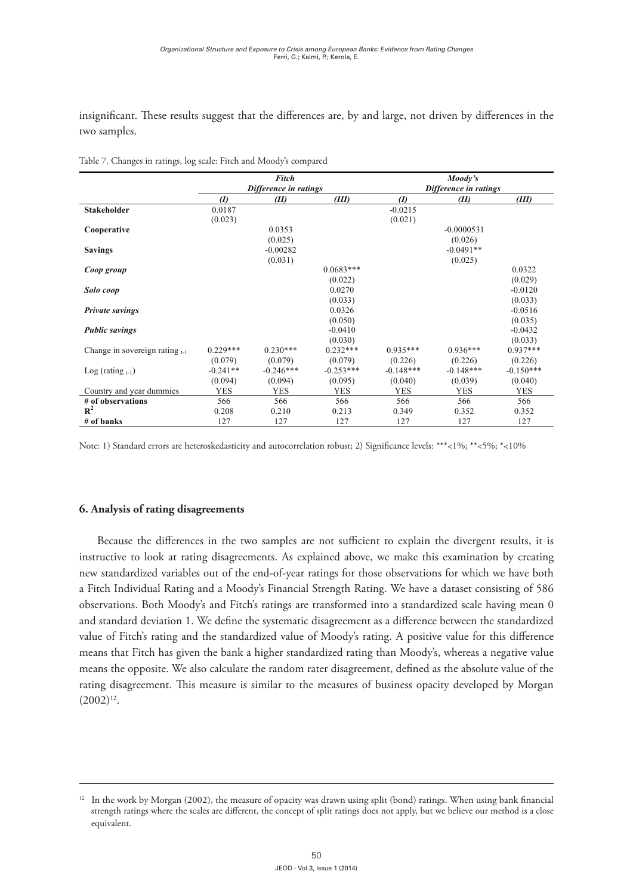insignificant. These results suggest that the differences are, by and large, not driven by differences in the two samples.

Table 7. Changes in ratings, log scale: Fitch and Moody's compared

| | *Fitch* Difference in ratings | | | *Moody's* Difference in ratings | | |
|---|---|---|---|---|---|---|
| | *(I)* | *(II)* | *(III)* | *(I)* | *(II)* | *(III)* |
| **Stakeholder** | 0.0187 | | | -0.0215 | | |
| | (0.023) | | | (0.021) | | |
| **Cooperative** | | 0.0353 | | | -0.0000531 | |
| | | (0.025) | | | (0.026) | |
| **Savings** | | -0.00282 | | | -0.0491** | |
| | | (0.031) | | | (0.025) | |
| ***Coop group*** | | | 0.0683*** | | | 0.0322 |
| | | | (0.022) | | | (0.029) |
| ***Solo coop*** | | | 0.0270 | | | -0.0120 |
| | | | (0.033) | | | (0.033) |
| ***Private savings*** | | | 0.0326 | | | -0.0516 |
| | | | (0.050) | | | (0.035) |
| ***Public savings*** | | | -0.0410 | | | -0.0432 |
| | | | (0.030) | | | (0.033) |
| Change in sovereign rating $_{t-1}$ | 0.229*** | 0.230*** | 0.232*** | 0.935*** | 0.936*** | 0.937*** |
| | (0.079) | (0.079) | (0.079) | (0.226) | (0.226) | (0.226) |
| Log (rating $_{t-1}$) | -0.241** | -0.246*** | -0.253*** | -0.148*** | -0.148*** | -0.150*** |
| | (0.094) | (0.094) | (0.095) | (0.040) | (0.039) | (0.040) |
| Country and year dummies | YES | YES | YES | YES | YES | YES |
| **# of observations** | 566 | 566 | 566 | 566 | 566 | 566 |
| $R^2$ | 0.208 | 0.210 | 0.213 | 0.349 | 0.352 | 0.352 |
| **# of banks** | 127 | 127 | 127 | 127 | 127 | 127 |

Note: 1) Standard errors are heteroskedasticity and autocorrelation robust; 2) Significance levels: ***<1%; **<5%; *<10%

## 6. Analysis of rating disagreements

Because the differences in the two samples are not sufficient to explain the divergent results, it is instructive to look at rating disagreements. As explained above, we make this examination by creating new standardized variables out of the end-of-year ratings for those observations for which we have both a Fitch Individual Rating and a Moody's Financial Strength Rating. We have a dataset consisting of 586 observations. Both Moody's and Fitch's ratings are transformed into a standardized scale having mean 0 and standard deviation 1. We define the systematic disagreement as a difference between the standardized value of Fitch's rating and the standardized value of Moody's rating. A positive value for this difference means that Fitch has given the bank a higher standardized rating than Moody's, whereas a negative value means the opposite. We also calculate the random rater disagreement, defined as the absolute value of the rating disagreement. This measure is similar to the measures of business opacity developed by Morgan (2002)[12].

[12] In the work by Morgan (2002), the measure of opacity was drawn using split (bond) ratings. When using bank financial strength ratings where the scales are different, the concept of split ratings does not apply, but we believe our method is a close equivalent.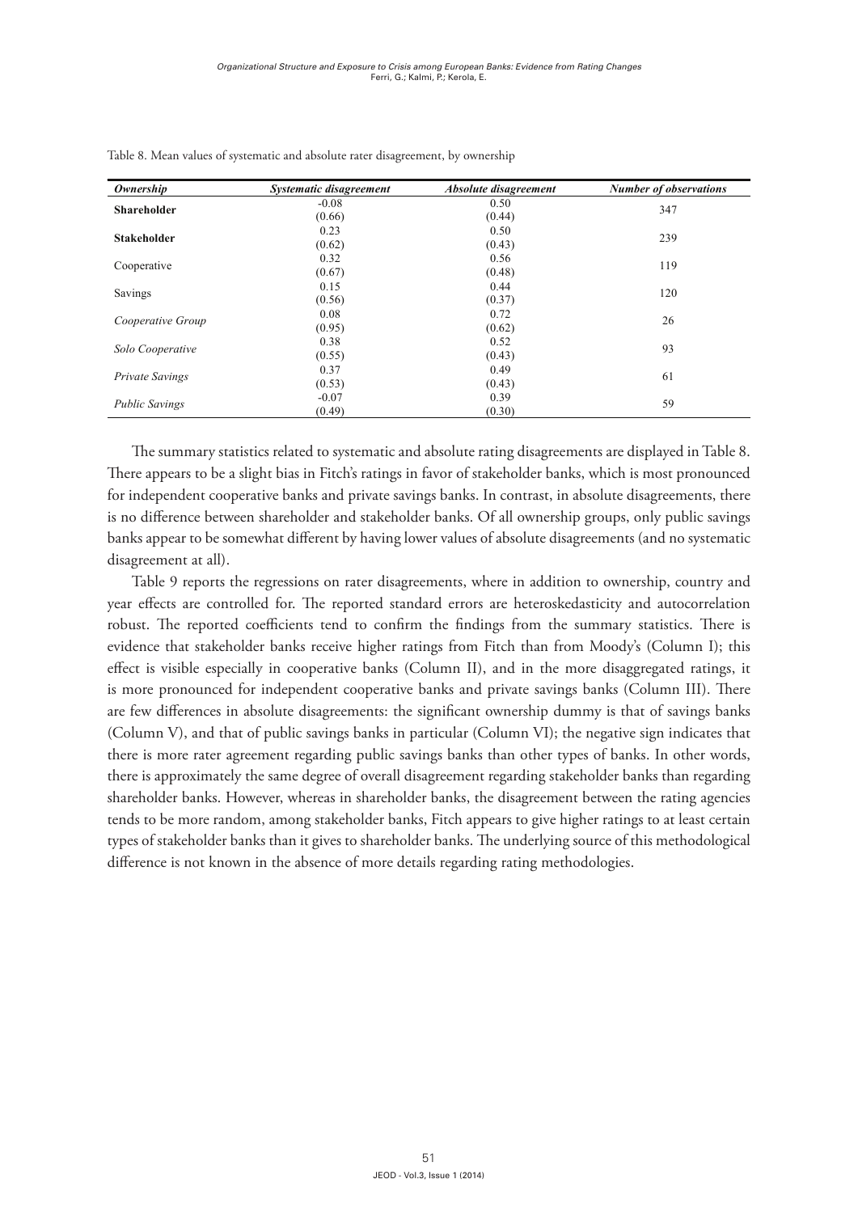Table 8. Mean values of systematic and absolute rater disagreement, by ownership

| *Ownership* | *Systematic disagreement* | *Absolute disagreement* | *Number of observations* |
|---|---|---|---|
| **Shareholder** | -0.08<br>(0.66) | 0.50<br>(0.44) | 347 |
| **Stakeholder** | 0.23<br>(0.62) | 0.50<br>(0.43) | 239 |
| Cooperative | 0.32<br>(0.67) | 0.56<br>(0.48) | 119 |
| Savings | 0.15<br>(0.56) | 0.44<br>(0.37) | 120 |
| *Cooperative Group* | 0.08<br>(0.95) | 0.72<br>(0.62) | 26 |
| *Solo Cooperative* | 0.38<br>(0.55) | 0.52<br>(0.43) | 93 |
| *Private Savings* | 0.37<br>(0.53) | 0.49<br>(0.43) | 61 |
| *Public Savings* | -0.07<br>(0.49) | 0.39<br>(0.30) | 59 |

The summary statistics related to systematic and absolute rating disagreements are displayed in Table 8. There appears to be a slight bias in Fitch's ratings in favor of stakeholder banks, which is most pronounced for independent cooperative banks and private savings banks. In contrast, in absolute disagreements, there is no difference between shareholder and stakeholder banks. Of all ownership groups, only public savings banks appear to be somewhat different by having lower values of absolute disagreements (and no systematic disagreement at all).

Table 9 reports the regressions on rater disagreements, where in addition to ownership, country and year effects are controlled for. The reported standard errors are heteroskedasticity and autocorrelation robust. The reported coefficients tend to confirm the findings from the summary statistics. There is evidence that stakeholder banks receive higher ratings from Fitch than from Moody's (Column I); this effect is visible especially in cooperative banks (Column II), and in the more disaggregated ratings, it is more pronounced for independent cooperative banks and private savings banks (Column III). There are few differences in absolute disagreements: the significant ownership dummy is that of savings banks (Column V), and that of public savings banks in particular (Column VI); the negative sign indicates that there is more rater agreement regarding public savings banks than other types of banks. In other words, there is approximately the same degree of overall disagreement regarding stakeholder banks than regarding shareholder banks. However, whereas in shareholder banks, the disagreement between the rating agencies tends to be more random, among stakeholder banks, Fitch appears to give higher ratings to at least certain types of stakeholder banks than it gives to shareholder banks. The underlying source of this methodological difference is not known in the absence of more details regarding rating methodologies.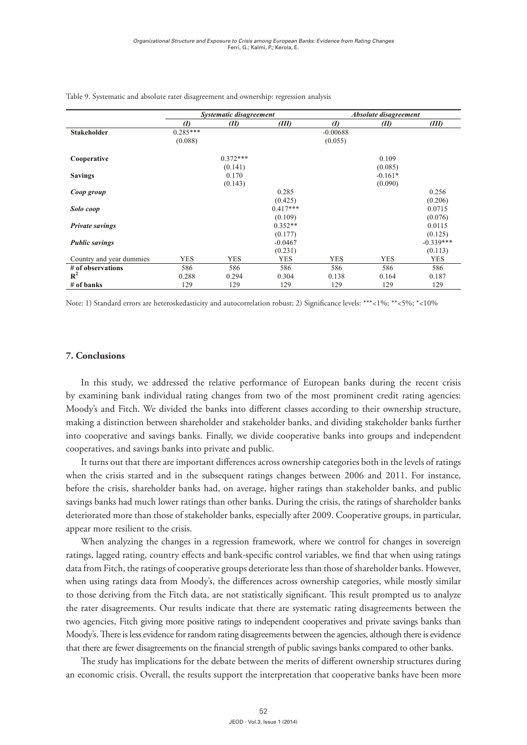Table 9. Systematic and absolute rater disagreement and ownership: regression analysis

| | *Systematic disagreement* | | | *Absolute disagreement* | | |
|---|---|---|---|---|---|---|
| | *(I)* | *(II)* | *(III)* | *(I)* | *(II)* | *(III)* |
| **Stakeholder** | 0.285*** | | | -0.00688 | | |
| | (0.088) | | | (0.055) | | |
| **Cooperative** | | 0.372*** | | | 0.109 | |
| | | (0.141) | | | (0.085) | |
| **Savings** | | 0.170 | | | -0.161* | |
| | | (0.143) | | | (0.090) | |
| ***Coop group*** | | | 0.285 | | | 0.256 |
| | | | (0.425) | | | (0.206) |
| ***Solo coop*** | | | 0.417*** | | | 0.0715 |
| | | | (0.109) | | | (0.076) |
| ***Private savings*** | | | 0.352** | | | 0.0115 |
| | | | (0.177) | | | (0.125) |
| ***Public savings*** | | | -0.0467 | | | -0.339*** |
| | | | (0.231) | | | (0.113) |
| Country and year dummies | YES | YES | YES | YES | YES | YES |
| **# of observations** | 586 | 586 | 586 | 586 | 586 | 586 |
| $R^2$ | 0.288 | 0.294 | 0.304 | 0.138 | 0.164 | 0.187 |
| **# of banks** | 129 | 129 | 129 | 129 | 129 | 129 |

Note: 1) Standard errors are heteroskedasticity and autocorrelation robust; 2) Significance levels: ***<1%; **<5%; *<10%

## 7. Conclusions

In this study, we addressed the relative performance of European banks during the recent crisis by examining bank individual rating changes from two of the most prominent credit rating agencies: Moody's and Fitch. We divided the banks into different classes according to their ownership structure, making a distinction between shareholder and stakeholder banks, and dividing stakeholder banks further into cooperative and savings banks. Finally, we divide cooperative banks into groups and independent cooperatives, and savings banks into private and public.

It turns out that there are important differences across ownership categories both in the levels of ratings when the crisis started and in the subsequent ratings changes between 2006 and 2011. For instance, before the crisis, shareholder banks had, on average, higher ratings than stakeholder banks, and public savings banks had much lower ratings than other banks. During the crisis, the ratings of shareholder banks deteriorated more than those of stakeholder banks, especially after 2009. Cooperative groups, in particular, appear more resilient to the crisis.

When analyzing the changes in a regression framework, where we control for changes in sovereign ratings, lagged rating, country effects and bank-specific control variables, we find that when using ratings data from Fitch, the ratings of cooperative groups deteriorate less than those of shareholder banks. However, when using ratings data from Moody's, the differences across ownership categories, while mostly similar to those deriving from the Fitch data, are not statistically significant. This result prompted us to analyze the rater disagreements. Our results indicate that there are systematic rating disagreements between the two agencies, Fitch giving more positive ratings to independent cooperatives and private savings banks than Moody's. There is less evidence for random rating disagreements between the agencies, although there is evidence that there are fewer disagreements on the financial strength of public savings banks compared to other banks.

The study has implications for the debate between the merits of different ownership structures during an economic crisis. Overall, the results support the interpretation that cooperative banks have been more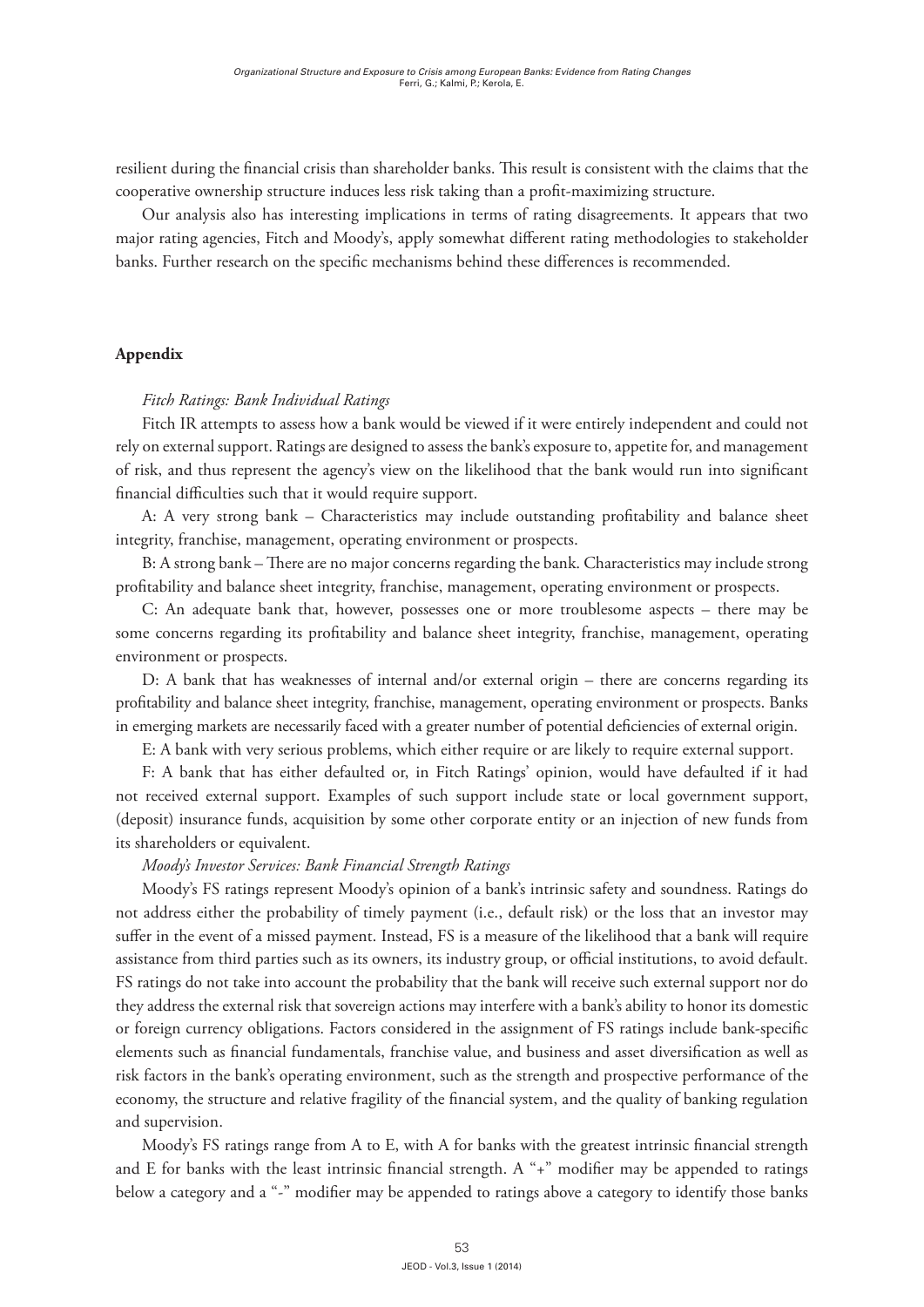resilient during the financial crisis than shareholder banks. This result is consistent with the claims that the cooperative ownership structure induces less risk taking than a profit-maximizing structure.

Our analysis also has interesting implications in terms of rating disagreements. It appears that two major rating agencies, Fitch and Moody's, apply somewhat different rating methodologies to stakeholder banks. Further research on the specific mechanisms behind these differences is recommended.

## Appendix

*Fitch Ratings: Bank Individual Ratings*

Fitch IR attempts to assess how a bank would be viewed if it were entirely independent and could not rely on external support. Ratings are designed to assess the bank's exposure to, appetite for, and management of risk, and thus represent the agency's view on the likelihood that the bank would run into significant financial difficulties such that it would require support.

A: A very strong bank – Characteristics may include outstanding profitability and balance sheet integrity, franchise, management, operating environment or prospects.

B: A strong bank – There are no major concerns regarding the bank. Characteristics may include strong profitability and balance sheet integrity, franchise, management, operating environment or prospects.

C: An adequate bank that, however, possesses one or more troublesome aspects – there may be some concerns regarding its profitability and balance sheet integrity, franchise, management, operating environment or prospects.

D: A bank that has weaknesses of internal and/or external origin – there are concerns regarding its profitability and balance sheet integrity, franchise, management, operating environment or prospects. Banks in emerging markets are necessarily faced with a greater number of potential deficiencies of external origin.

E: A bank with very serious problems, which either require or are likely to require external support.

F: A bank that has either defaulted or, in Fitch Ratings' opinion, would have defaulted if it had not received external support. Examples of such support include state or local government support, (deposit) insurance funds, acquisition by some other corporate entity or an injection of new funds from its shareholders or equivalent.

*Moody's Investor Services: Bank Financial Strength Ratings*

Moody's FS ratings represent Moody's opinion of a bank's intrinsic safety and soundness. Ratings do not address either the probability of timely payment (i.e., default risk) or the loss that an investor may suffer in the event of a missed payment. Instead, FS is a measure of the likelihood that a bank will require assistance from third parties such as its owners, its industry group, or official institutions, to avoid default. FS ratings do not take into account the probability that the bank will receive such external support nor do they address the external risk that sovereign actions may interfere with a bank's ability to honor its domestic or foreign currency obligations. Factors considered in the assignment of FS ratings include bank-specific elements such as financial fundamentals, franchise value, and business and asset diversification as well as risk factors in the bank's operating environment, such as the strength and prospective performance of the economy, the structure and relative fragility of the financial system, and the quality of banking regulation and supervision.

Moody's FS ratings range from A to E, with A for banks with the greatest intrinsic financial strength and E for banks with the least intrinsic financial strength. A "+" modifier may be appended to ratings below a category and a "-" modifier may be appended to ratings above a category to identify those banks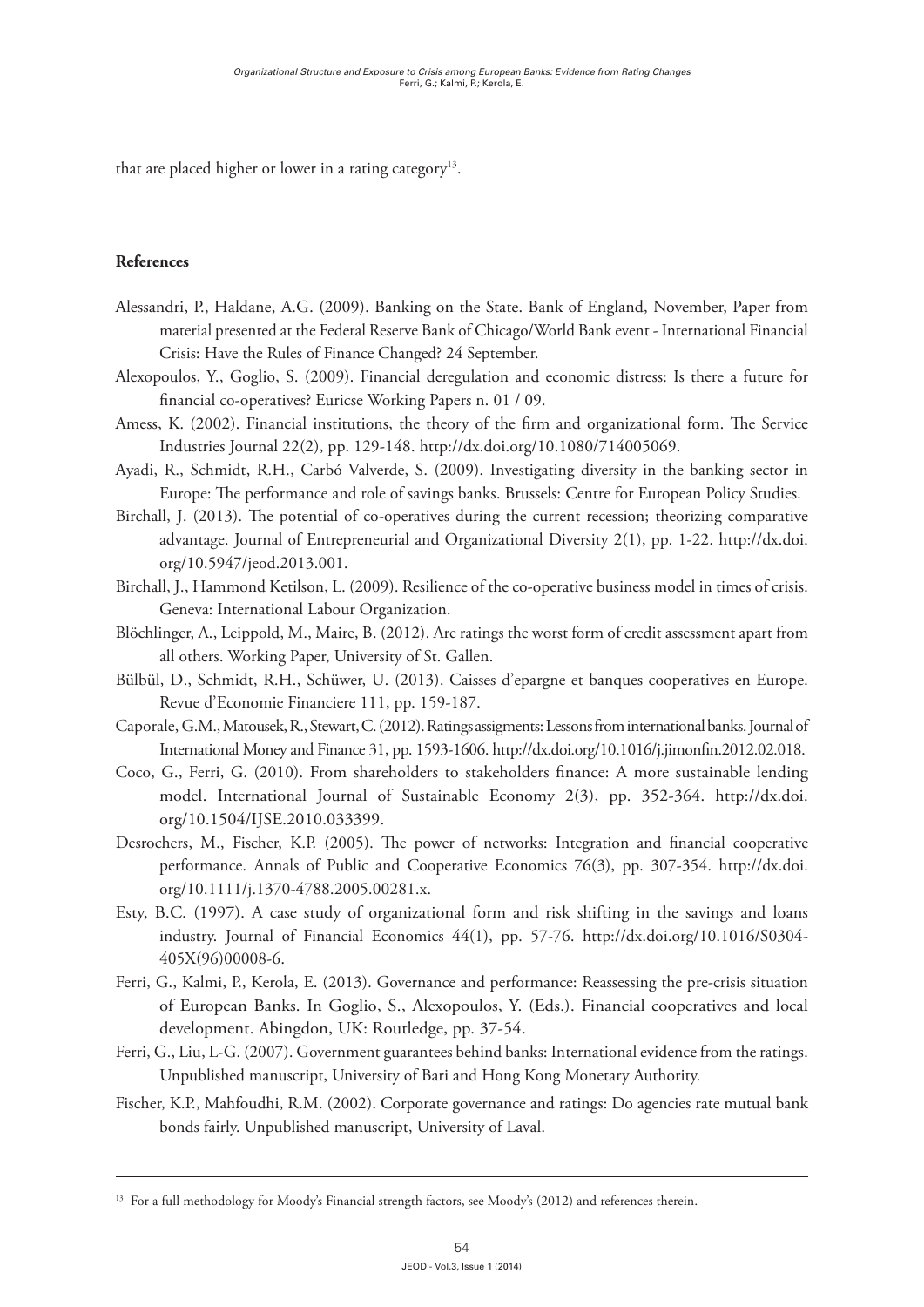that are placed higher or lower in a rating category[13].

**References**

Alessandri, P., Haldane, A.G. (2009). Banking on the State. Bank of England, November, Paper from material presented at the Federal Reserve Bank of Chicago/World Bank event - International Financial Crisis: Have the Rules of Finance Changed? 24 September.

Alexopoulos, Y., Goglio, S. (2009). Financial deregulation and economic distress: Is there a future for financial co-operatives? Euricse Working Papers n. 01 / 09.

Amess, K. (2002). Financial institutions, the theory of the firm and organizational form. The Service Industries Journal 22(2), pp. 129-148. http://dx.doi.org/10.1080/714005069.

Ayadi, R., Schmidt, R.H., Carbó Valverde, S. (2009). Investigating diversity in the banking sector in Europe: The performance and role of savings banks. Brussels: Centre for European Policy Studies.

Birchall, J. (2013). The potential of co-operatives during the current recession; theorizing comparative advantage. Journal of Entrepreneurial and Organizational Diversity 2(1), pp. 1-22. http://dx.doi.org/10.5947/jeod.2013.001.

Birchall, J., Hammond Ketilson, L. (2009). Resilience of the co-operative business model in times of crisis. Geneva: International Labour Organization.

Blöchlinger, A., Leippold, M., Maire, B. (2012). Are ratings the worst form of credit assessment apart from all others. Working Paper, University of St. Gallen.

Bülbül, D., Schmidt, R.H., Schüwer, U. (2013). Caisses d'epargne et banques cooperatives en Europe. Revue d'Economie Financiere 111, pp. 159-187.

Caporale, G.M., Matousek, R., Stewart, C. (2012). Ratings assigments: Lessons from international banks. Journal of International Money and Finance 31, pp. 1593-1606. http://dx.doi.org/10.1016/j.jimonfin.2012.02.018.

Coco, G., Ferri, G. (2010). From shareholders to stakeholders finance: A more sustainable lending model. International Journal of Sustainable Economy 2(3), pp. 352-364. http://dx.doi.org/10.1504/IJSE.2010.033399.

Desrochers, M., Fischer, K.P. (2005). The power of networks: Integration and financial cooperative performance. Annals of Public and Cooperative Economics 76(3), pp. 307-354. http://dx.doi.org/10.1111/j.1370-4788.2005.00281.x.

Esty, B.C. (1997). A case study of organizational form and risk shifting in the savings and loans industry. Journal of Financial Economics 44(1), pp. 57-76. http://dx.doi.org/10.1016/S0304-405X(96)00008-6.

Ferri, G., Kalmi, P., Kerola, E. (2013). Governance and performance: Reassessing the pre-crisis situation of European Banks. In Goglio, S., Alexopoulos, Y. (Eds.). Financial cooperatives and local development. Abingdon, UK: Routledge, pp. 37-54.

Ferri, G., Liu, L-G. (2007). Government guarantees behind banks: International evidence from the ratings. Unpublished manuscript, University of Bari and Hong Kong Monetary Authority.

Fischer, K.P., Mahfoudhi, R.M. (2002). Corporate governance and ratings: Do agencies rate mutual bank bonds fairly. Unpublished manuscript, University of Laval.

---

[13] For a full methodology for Moody's Financial strength factors, see Moody's (2012) and references therein.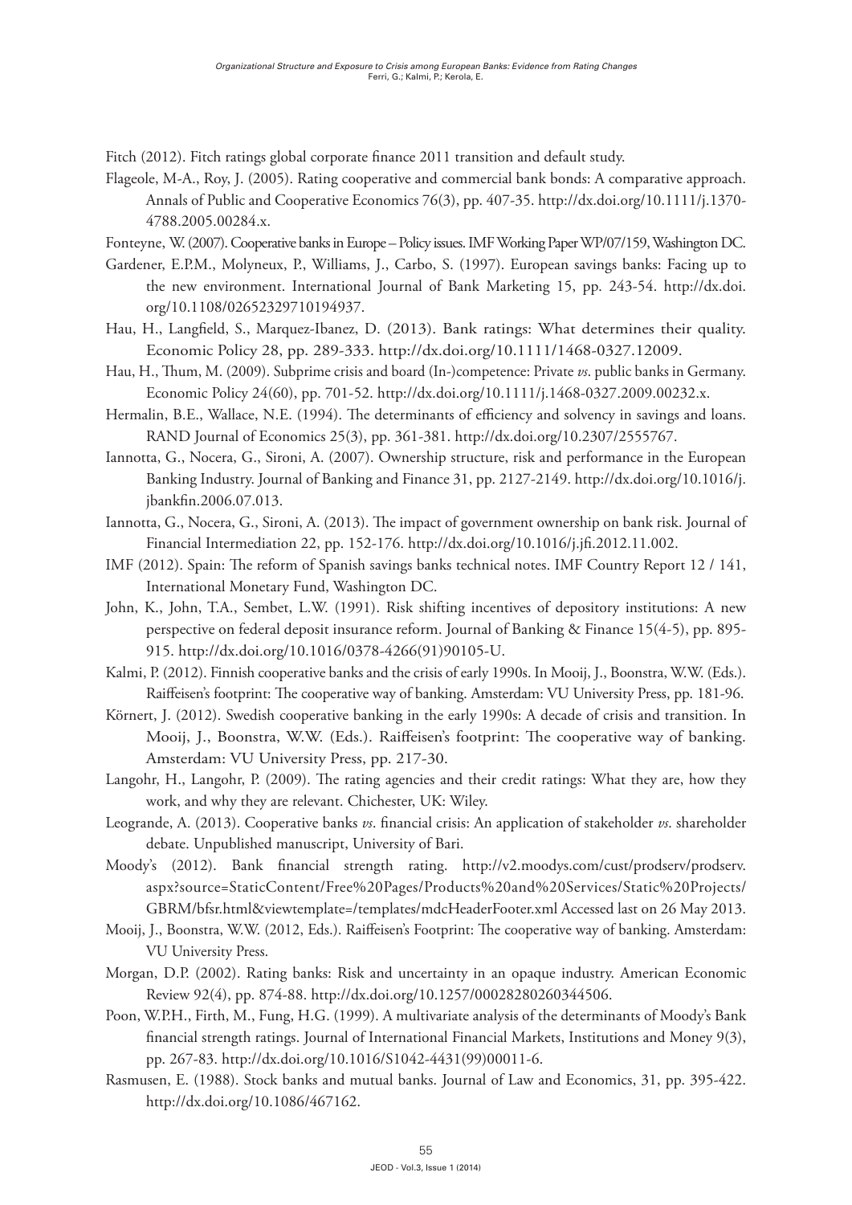Fitch (2012). Fitch ratings global corporate finance 2011 transition and default study.

Flageole, M-A., Roy, J. (2005). Rating cooperative and commercial bank bonds: A comparative approach. Annals of Public and Cooperative Economics 76(3), pp. 407-35. http://dx.doi.org/10.1111/j.1370-4788.2005.00284.x.

Fonteyne, W. (2007). Cooperative banks in Europe – Policy issues. IMF Working Paper WP/07/159, Washington DC.

Gardener, E.P.M., Molyneux, P., Williams, J., Carbo, S. (1997). European savings banks: Facing up to the new environment. International Journal of Bank Marketing 15, pp. 243-54. http://dx.doi.org/10.1108/02652329710194937.

Hau, H., Langfield, S., Marquez-Ibanez, D. (2013). Bank ratings: What determines their quality. Economic Policy 28, pp. 289-333. http://dx.doi.org/10.1111/1468-0327.12009.

Hau, H., Thum, M. (2009). Subprime crisis and board (In-)competence: Private *vs*. public banks in Germany. Economic Policy 24(60), pp. 701-52. http://dx.doi.org/10.1111/j.1468-0327.2009.00232.x.

Hermalin, B.E., Wallace, N.E. (1994). The determinants of efficiency and solvency in savings and loans. RAND Journal of Economics 25(3), pp. 361-381. http://dx.doi.org/10.2307/2555767.

Iannotta, G., Nocera, G., Sironi, A. (2007). Ownership structure, risk and performance in the European Banking Industry. Journal of Banking and Finance 31, pp. 2127-2149. http://dx.doi.org/10.1016/j.jbankfin.2006.07.013.

Iannotta, G., Nocera, G., Sironi, A. (2013). The impact of government ownership on bank risk. Journal of Financial Intermediation 22, pp. 152-176. http://dx.doi.org/10.1016/j.jfi.2012.11.002.

IMF (2012). Spain: The reform of Spanish savings banks technical notes. IMF Country Report 12 / 141, International Monetary Fund, Washington DC.

John, K., John, T.A., Sembet, L.W. (1991). Risk shifting incentives of depository institutions: A new perspective on federal deposit insurance reform. Journal of Banking & Finance 15(4-5), pp. 895-915. http://dx.doi.org/10.1016/0378-4266(91)90105-U.

Kalmi, P. (2012). Finnish cooperative banks and the crisis of early 1990s. In Mooij, J., Boonstra, W.W. (Eds.). Raiffeisen's footprint: The cooperative way of banking. Amsterdam: VU University Press, pp. 181-96.

Körnert, J. (2012). Swedish cooperative banking in the early 1990s: A decade of crisis and transition. In Mooij, J., Boonstra, W.W. (Eds.). Raiffeisen's footprint: The cooperative way of banking. Amsterdam: VU University Press, pp. 217-30.

Langohr, H., Langohr, P. (2009). The rating agencies and their credit ratings: What they are, how they work, and why they are relevant. Chichester, UK: Wiley.

Leogrande, A. (2013). Cooperative banks *vs*. financial crisis: An application of stakeholder *vs*. shareholder debate. Unpublished manuscript, University of Bari.

Moody's (2012). Bank financial strength rating. http://v2.moodys.com/cust/prodserv/prodserv.aspx?source=StaticContent/Free%20Pages/Products%20and%20Services/Static%20Projects/GBRM/bfsr.html&viewtemplate=/templates/mdcHeaderFooter.xml Accessed last on 26 May 2013.

Mooij, J., Boonstra, W.W. (2012, Eds.). Raiffeisen's Footprint: The cooperative way of banking. Amsterdam: VU University Press.

Morgan, D.P. (2002). Rating banks: Risk and uncertainty in an opaque industry. American Economic Review 92(4), pp. 874-88. http://dx.doi.org/10.1257/00028280260344506.

Poon, W.P.H., Firth, M., Fung, H.G. (1999). A multivariate analysis of the determinants of Moody's Bank financial strength ratings. Journal of International Financial Markets, Institutions and Money 9(3), pp. 267-83. http://dx.doi.org/10.1016/S1042-4431(99)00011-6.

Rasmusen, E. (1988). Stock banks and mutual banks. Journal of Law and Economics, 31, pp. 395-422. http://dx.doi.org/10.1086/467162.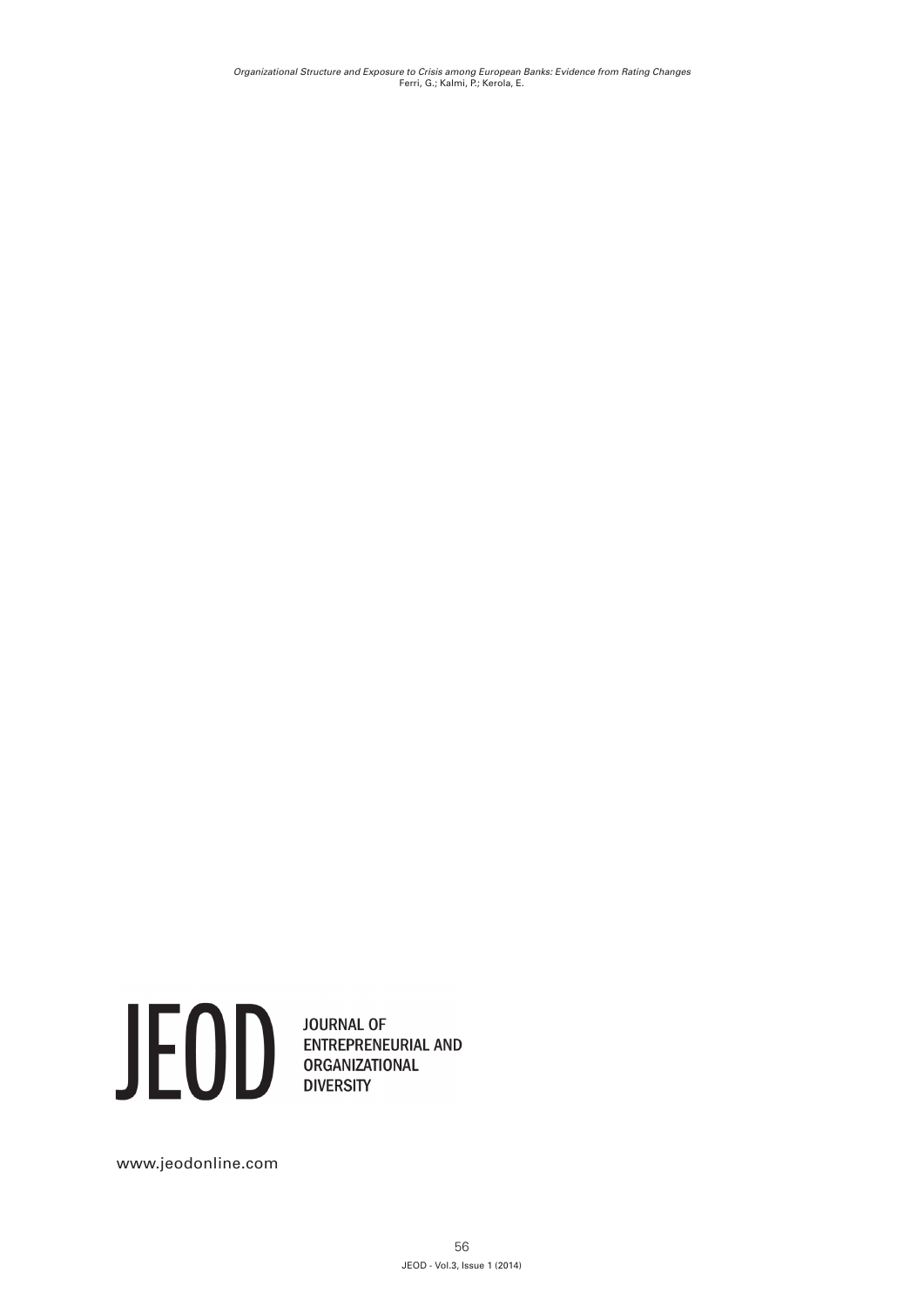JEOD JOURNAL OF ENTREPRENEURIAL AND ORGANIZATIONAL DIVERSITY

www.jeodonline.com